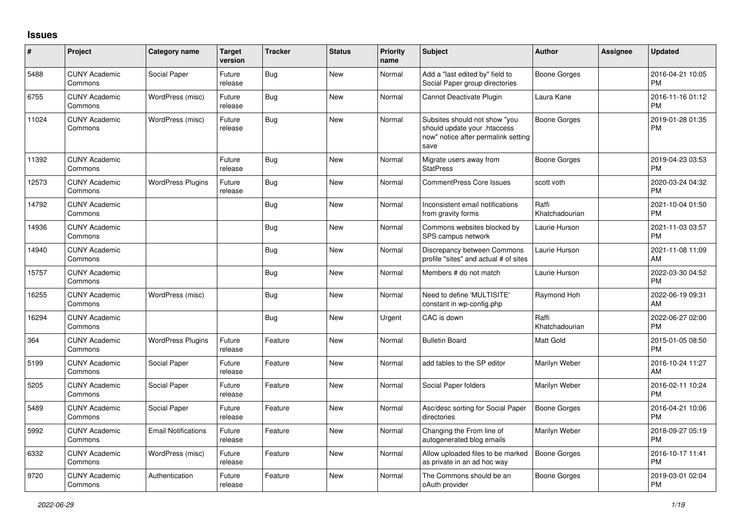## Issues

| # | Project | Category name | Target version | Tracker | Status | Priority name | Subject | Author | Assignee | Updated |
|---|---|---|---|---|---|---|---|---|---|---|
| 5488 | CUNY Academic Commons | Social Paper | Future release | Bug | New | Normal | Add a "last edited by" field to Social Paper group directories | Boone Gorges | | 2016-04-21 10:05 PM |
| 6755 | CUNY Academic Commons | WordPress (misc) | Future release | Bug | New | Normal | Cannot Deactivate Plugin | Laura Kane | | 2016-11-16 01:12 PM |
| 11024 | CUNY Academic Commons | WordPress (misc) | Future release | Bug | New | Normal | Subsites should not show "you should update your .htaccess now" notice after permalink setting save | Boone Gorges | | 2019-01-28 01:35 PM |
| 11392 | CUNY Academic Commons | | Future release | Bug | New | Normal | Migrate users away from StatPress | Boone Gorges | | 2019-04-23 03:53 PM |
| 12573 | CUNY Academic Commons | WordPress Plugins | Future release | Bug | New | Normal | CommentPress Core Issues | scott voth | | 2020-03-24 04:32 PM |
| 14792 | CUNY Academic Commons | | | Bug | New | Normal | Inconsistent email notifications from gravity forms | Raffi Khatchadourian | | 2021-10-04 01:50 PM |
| 14936 | CUNY Academic Commons | | | Bug | New | Normal | Commons websites blocked by SPS campus network | Laurie Hurson | | 2021-11-03 03:57 PM |
| 14940 | CUNY Academic Commons | | | Bug | New | Normal | Discrepancy between Commons profile "sites" and actual # of sites | Laurie Hurson | | 2021-11-08 11:09 AM |
| 15757 | CUNY Academic Commons | | | Bug | New | Normal | Members # do not match | Laurie Hurson | | 2022-03-30 04:52 PM |
| 16255 | CUNY Academic Commons | WordPress (misc) | | Bug | New | Normal | Need to define 'MULTISITE' constant in wp-config.php | Raymond Hoh | | 2022-06-19 09:31 AM |
| 16294 | CUNY Academic Commons | | | Bug | New | Urgent | CAC is down | Raffi Khatchadourian | | 2022-06-27 02:00 PM |
| 364 | CUNY Academic Commons | WordPress Plugins | Future release | Feature | New | Normal | Bulletin Board | Matt Gold | | 2015-01-05 08:50 PM |
| 5199 | CUNY Academic Commons | Social Paper | Future release | Feature | New | Normal | add tables to the SP editor | Marilyn Weber | | 2016-10-24 11:27 AM |
| 5205 | CUNY Academic Commons | Social Paper | Future release | Feature | New | Normal | Social Paper folders | Marilyn Weber | | 2016-02-11 10:24 PM |
| 5489 | CUNY Academic Commons | Social Paper | Future release | Feature | New | Normal | Asc/desc sorting for Social Paper directories | Boone Gorges | | 2016-04-21 10:06 PM |
| 5992 | CUNY Academic Commons | Email Notifications | Future release | Feature | New | Normal | Changing the From line of autogenerated blog emails | Marilyn Weber | | 2018-09-27 05:19 PM |
| 6332 | CUNY Academic Commons | WordPress (misc) | Future release | Feature | New | Normal | Allow uploaded files to be marked as private in an ad hoc way | Boone Gorges | | 2016-10-17 11:41 PM |
| 9720 | CUNY Academic Commons | Authentication | Future release | Feature | New | Normal | The Commons should be an oAuth provider | Boone Gorges | | 2019-03-01 02:04 PM |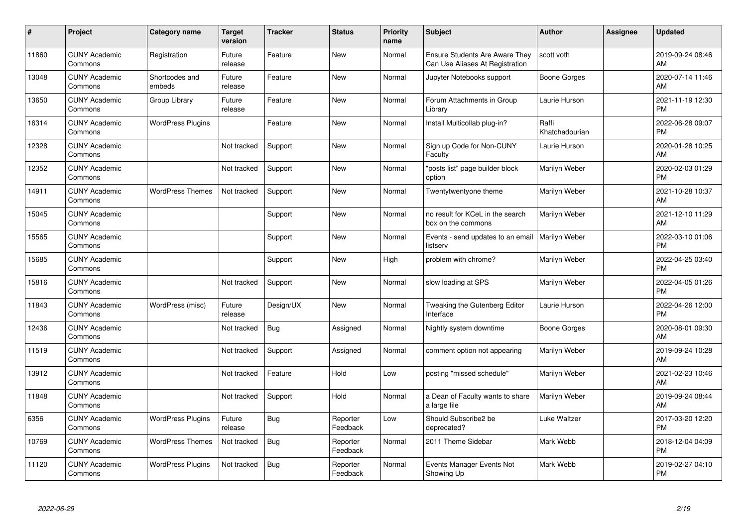| # | Project | Category name | Target version | Tracker | Status | Priority name | Subject | Author | Assignee | Updated |
|---|---|---|---|---|---|---|---|---|---|---|
| 11860 | CUNY Academic Commons | Registration | Future release | Feature | New | Normal | Ensure Students Are Aware They Can Use Aliases At Registration | scott voth | | 2019-09-24 08:46 AM |
| 13048 | CUNY Academic Commons | Shortcodes and embeds | Future release | Feature | New | Normal | Jupyter Notebooks support | Boone Gorges | | 2020-07-14 11:46 AM |
| 13650 | CUNY Academic Commons | Group Library | Future release | Feature | New | Normal | Forum Attachments in Group Library | Laurie Hurson | | 2021-11-19 12:30 PM |
| 16314 | CUNY Academic Commons | WordPress Plugins | | Feature | New | Normal | Install Multicollab plug-in? | Raffi Khatchadourian | | 2022-06-28 09:07 PM |
| 12328 | CUNY Academic Commons | | Not tracked | Support | New | Normal | Sign up Code for Non-CUNY Faculty | Laurie Hurson | | 2020-01-28 10:25 AM |
| 12352 | CUNY Academic Commons | | Not tracked | Support | New | Normal | "posts list" page builder block option | Marilyn Weber | | 2020-02-03 01:29 PM |
| 14911 | CUNY Academic Commons | WordPress Themes | Not tracked | Support | New | Normal | Twentytwentyone theme | Marilyn Weber | | 2021-10-28 10:37 AM |
| 15045 | CUNY Academic Commons | | | Support | New | Normal | no result for KCeL in the search box on the commons | Marilyn Weber | | 2021-12-10 11:29 AM |
| 15565 | CUNY Academic Commons | | | Support | New | Normal | Events - send updates to an email listserv | Marilyn Weber | | 2022-03-10 01:06 PM |
| 15685 | CUNY Academic Commons | | | Support | New | High | problem with chrome? | Marilyn Weber | | 2022-04-25 03:40 PM |
| 15816 | CUNY Academic Commons | | Not tracked | Support | New | Normal | slow loading at SPS | Marilyn Weber | | 2022-04-05 01:26 PM |
| 11843 | CUNY Academic Commons | WordPress (misc) | Future release | Design/UX | New | Normal | Tweaking the Gutenberg Editor Interface | Laurie Hurson | | 2022-04-26 12:00 PM |
| 12436 | CUNY Academic Commons | | Not tracked | Bug | Assigned | Normal | Nightly system downtime | Boone Gorges | | 2020-08-01 09:30 AM |
| 11519 | CUNY Academic Commons | | Not tracked | Support | Assigned | Normal | comment option not appearing | Marilyn Weber | | 2019-09-24 10:28 AM |
| 13912 | CUNY Academic Commons | | Not tracked | Feature | Hold | Low | posting "missed schedule" | Marilyn Weber | | 2021-02-23 10:46 AM |
| 11848 | CUNY Academic Commons | | Not tracked | Support | Hold | Normal | a Dean of Faculty wants to share a large file | Marilyn Weber | | 2019-09-24 08:44 AM |
| 6356 | CUNY Academic Commons | WordPress Plugins | Future release | Bug | Reporter Feedback | Low | Should Subscribe2 be deprecated? | Luke Waltzer | | 2017-03-20 12:20 PM |
| 10769 | CUNY Academic Commons | WordPress Themes | Not tracked | Bug | Reporter Feedback | Normal | 2011 Theme Sidebar | Mark Webb | | 2018-12-04 04:09 PM |
| 11120 | CUNY Academic Commons | WordPress Plugins | Not tracked | Bug | Reporter Feedback | Normal | Events Manager Events Not Showing Up | Mark Webb | | 2019-02-27 04:10 PM |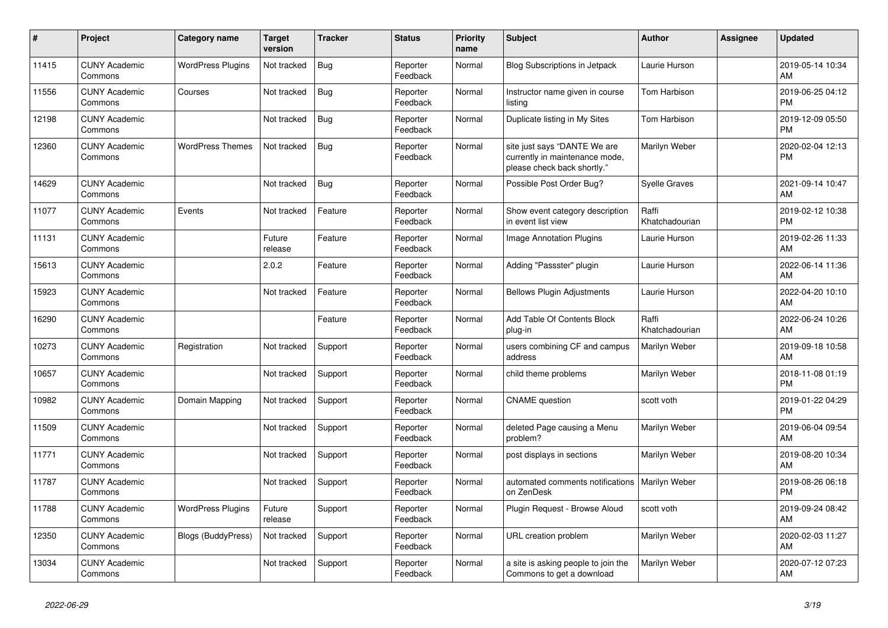| # | Project | Category name | Target version | Tracker | Status | Priority name | Subject | Author | Assignee | Updated |
|---|---|---|---|---|---|---|---|---|---|---|
| 11415 | CUNY Academic Commons | WordPress Plugins | Not tracked | Bug | Reporter Feedback | Normal | Blog Subscriptions in Jetpack | Laurie Hurson | | 2019-05-14 10:34 AM |
| 11556 | CUNY Academic Commons | Courses | Not tracked | Bug | Reporter Feedback | Normal | Instructor name given in course listing | Tom Harbison | | 2019-06-25 04:12 PM |
| 12198 | CUNY Academic Commons | | Not tracked | Bug | Reporter Feedback | Normal | Duplicate listing in My Sites | Tom Harbison | | 2019-12-09 05:50 PM |
| 12360 | CUNY Academic Commons | WordPress Themes | Not tracked | Bug | Reporter Feedback | Normal | site just says "DANTE We are currently in maintenance mode, please check back shortly." | Marilyn Weber | | 2020-02-04 12:13 PM |
| 14629 | CUNY Academic Commons | | Not tracked | Bug | Reporter Feedback | Normal | Possible Post Order Bug? | Syelle Graves | | 2021-09-14 10:47 AM |
| 11077 | CUNY Academic Commons | Events | Not tracked | Feature | Reporter Feedback | Normal | Show event category description in event list view | Raffi Khatchadourian | | 2019-02-12 10:38 PM |
| 11131 | CUNY Academic Commons | | Future release | Feature | Reporter Feedback | Normal | Image Annotation Plugins | Laurie Hurson | | 2019-02-26 11:33 AM |
| 15613 | CUNY Academic Commons | | 2.0.2 | Feature | Reporter Feedback | Normal | Adding "Passster" plugin | Laurie Hurson | | 2022-06-14 11:36 AM |
| 15923 | CUNY Academic Commons | | Not tracked | Feature | Reporter Feedback | Normal | Bellows Plugin Adjustments | Laurie Hurson | | 2022-04-20 10:10 AM |
| 16290 | CUNY Academic Commons | | | Feature | Reporter Feedback | Normal | Add Table Of Contents Block plug-in | Raffi Khatchadourian | | 2022-06-24 10:26 AM |
| 10273 | CUNY Academic Commons | Registration | Not tracked | Support | Reporter Feedback | Normal | users combining CF and campus address | Marilyn Weber | | 2019-09-18 10:58 AM |
| 10657 | CUNY Academic Commons | | Not tracked | Support | Reporter Feedback | Normal | child theme problems | Marilyn Weber | | 2018-11-08 01:19 PM |
| 10982 | CUNY Academic Commons | Domain Mapping | Not tracked | Support | Reporter Feedback | Normal | CNAME question | scott voth | | 2019-01-22 04:29 PM |
| 11509 | CUNY Academic Commons | | Not tracked | Support | Reporter Feedback | Normal | deleted Page causing a Menu problem? | Marilyn Weber | | 2019-06-04 09:54 AM |
| 11771 | CUNY Academic Commons | | Not tracked | Support | Reporter Feedback | Normal | post displays in sections | Marilyn Weber | | 2019-08-20 10:34 AM |
| 11787 | CUNY Academic Commons | | Not tracked | Support | Reporter Feedback | Normal | automated comments notifications on ZenDesk | Marilyn Weber | | 2019-08-26 06:18 PM |
| 11788 | CUNY Academic Commons | WordPress Plugins | Future release | Support | Reporter Feedback | Normal | Plugin Request - Browse Aloud | scott voth | | 2019-09-24 08:42 AM |
| 12350 | CUNY Academic Commons | Blogs (BuddyPress) | Not tracked | Support | Reporter Feedback | Normal | URL creation problem | Marilyn Weber | | 2020-02-03 11:27 AM |
| 13034 | CUNY Academic Commons | | Not tracked | Support | Reporter Feedback | Normal | a site is asking people to join the Commons to get a download | Marilyn Weber | | 2020-07-12 07:23 AM |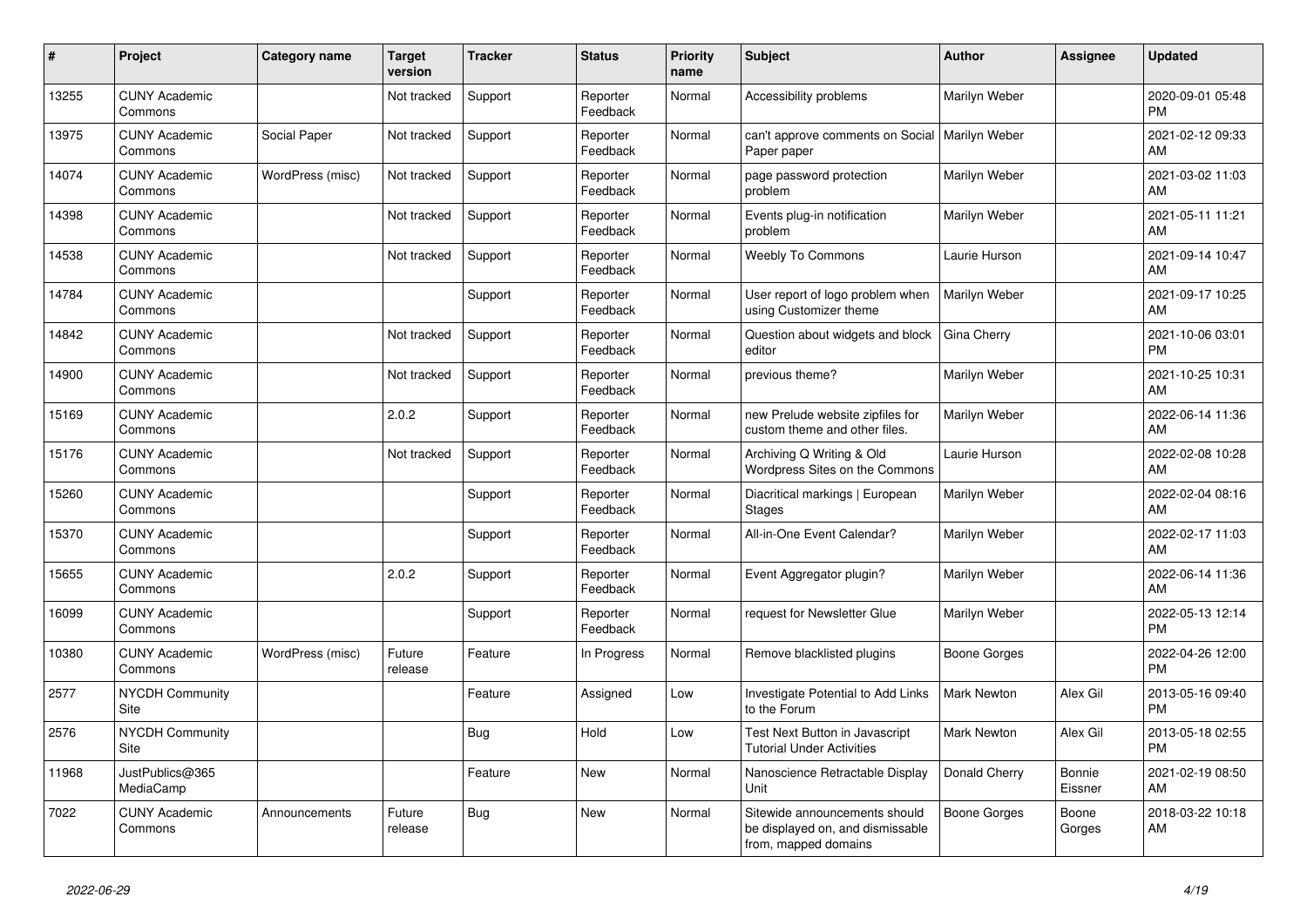| # | Project | Category name | Target version | Tracker | Status | Priority name | Subject | Author | Assignee | Updated |
|---|---|---|---|---|---|---|---|---|---|---|
| 13255 | CUNY Academic Commons | | Not tracked | Support | Reporter Feedback | Normal | Accessibility problems | Marilyn Weber | | 2020-09-01 05:48 PM |
| 13975 | CUNY Academic Commons | Social Paper | Not tracked | Support | Reporter Feedback | Normal | can't approve comments on Social Paper paper | Marilyn Weber | | 2021-02-12 09:33 AM |
| 14074 | CUNY Academic Commons | WordPress (misc) | Not tracked | Support | Reporter Feedback | Normal | page password protection problem | Marilyn Weber | | 2021-03-02 11:03 AM |
| 14398 | CUNY Academic Commons | | Not tracked | Support | Reporter Feedback | Normal | Events plug-in notification problem | Marilyn Weber | | 2021-05-11 11:21 AM |
| 14538 | CUNY Academic Commons | | Not tracked | Support | Reporter Feedback | Normal | Weebly To Commons | Laurie Hurson | | 2021-09-14 10:47 AM |
| 14784 | CUNY Academic Commons | | | Support | Reporter Feedback | Normal | User report of logo problem when using Customizer theme | Marilyn Weber | | 2021-09-17 10:25 AM |
| 14842 | CUNY Academic Commons | | Not tracked | Support | Reporter Feedback | Normal | Question about widgets and block editor | Gina Cherry | | 2021-10-06 03:01 PM |
| 14900 | CUNY Academic Commons | | Not tracked | Support | Reporter Feedback | Normal | previous theme? | Marilyn Weber | | 2021-10-25 10:31 AM |
| 15169 | CUNY Academic Commons | | 2.0.2 | Support | Reporter Feedback | Normal | new Prelude website zipfiles for custom theme and other files. | Marilyn Weber | | 2022-06-14 11:36 AM |
| 15176 | CUNY Academic Commons | | Not tracked | Support | Reporter Feedback | Normal | Archiving Q Writing & Old Wordpress Sites on the Commons | Laurie Hurson | | 2022-02-08 10:28 AM |
| 15260 | CUNY Academic Commons | | | Support | Reporter Feedback | Normal | Diacritical markings \| European Stages | Marilyn Weber | | 2022-02-04 08:16 AM |
| 15370 | CUNY Academic Commons | | | Support | Reporter Feedback | Normal | All-in-One Event Calendar? | Marilyn Weber | | 2022-02-17 11:03 AM |
| 15655 | CUNY Academic Commons | | 2.0.2 | Support | Reporter Feedback | Normal | Event Aggregator plugin? | Marilyn Weber | | 2022-06-14 11:36 AM |
| 16099 | CUNY Academic Commons | | | Support | Reporter Feedback | Normal | request for Newsletter Glue | Marilyn Weber | | 2022-05-13 12:14 PM |
| 10380 | CUNY Academic Commons | WordPress (misc) | Future release | Feature | In Progress | Normal | Remove blacklisted plugins | Boone Gorges | | 2022-04-26 12:00 PM |
| 2577 | NYCDH Community Site | | | Feature | Assigned | Low | Investigate Potential to Add Links to the Forum | Mark Newton | Alex Gil | 2013-05-16 09:40 PM |
| 2576 | NYCDH Community Site | | | Bug | Hold | Low | Test Next Button in Javascript Tutorial Under Activities | Mark Newton | Alex Gil | 2013-05-18 02:55 PM |
| 11968 | JustPublics@365 MediaCamp | | | Feature | New | Normal | Nanoscience Retractable Display Unit | Donald Cherry | Bonnie Eissner | 2021-02-19 08:50 AM |
| 7022 | CUNY Academic Commons | Announcements | Future release | Bug | New | Normal | Sitewide announcements should be displayed on, and dismissable from, mapped domains | Boone Gorges | Boone Gorges | 2018-03-22 10:18 AM |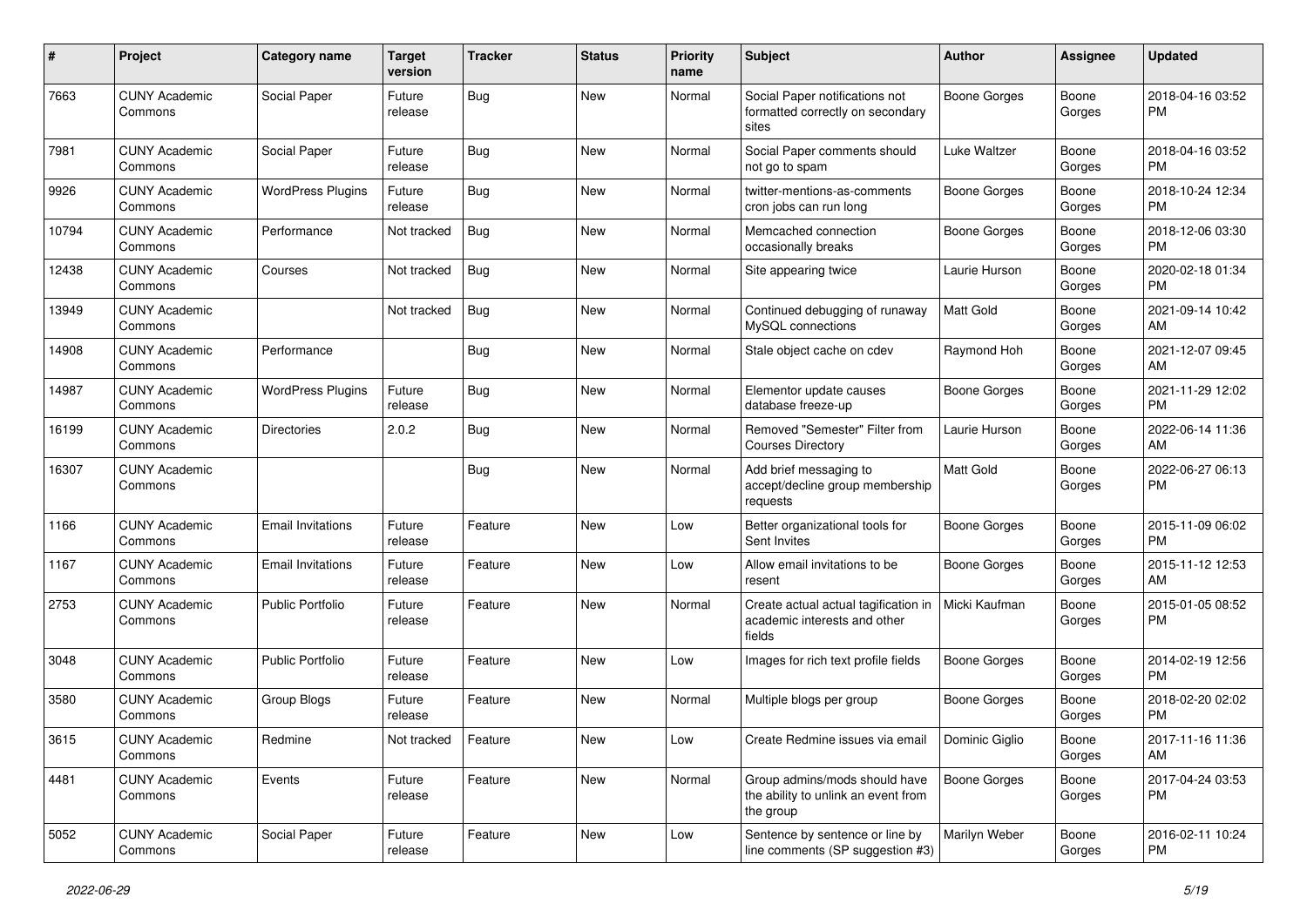| # | Project | Category name | Target version | Tracker | Status | Priority name | Subject | Author | Assignee | Updated |
|---|---|---|---|---|---|---|---|---|---|---|
| 7663 | CUNY Academic Commons | Social Paper | Future release | Bug | New | Normal | Social Paper notifications not formatted correctly on secondary sites | Boone Gorges | Boone Gorges | 2018-04-16 03:52 PM |
| 7981 | CUNY Academic Commons | Social Paper | Future release | Bug | New | Normal | Social Paper comments should not go to spam | Luke Waltzer | Boone Gorges | 2018-04-16 03:52 PM |
| 9926 | CUNY Academic Commons | WordPress Plugins | Future release | Bug | New | Normal | twitter-mentions-as-comments cron jobs can run long | Boone Gorges | Boone Gorges | 2018-10-24 12:34 PM |
| 10794 | CUNY Academic Commons | Performance | Not tracked | Bug | New | Normal | Memcached connection occasionally breaks | Boone Gorges | Boone Gorges | 2018-12-06 03:30 PM |
| 12438 | CUNY Academic Commons | Courses | Not tracked | Bug | New | Normal | Site appearing twice | Laurie Hurson | Boone Gorges | 2020-02-18 01:34 PM |
| 13949 | CUNY Academic Commons | | Not tracked | Bug | New | Normal | Continued debugging of runaway MySQL connections | Matt Gold | Boone Gorges | 2021-09-14 10:42 AM |
| 14908 | CUNY Academic Commons | Performance | | Bug | New | Normal | Stale object cache on cdev | Raymond Hoh | Boone Gorges | 2021-12-07 09:45 AM |
| 14987 | CUNY Academic Commons | WordPress Plugins | Future release | Bug | New | Normal | Elementor update causes database freeze-up | Boone Gorges | Boone Gorges | 2021-11-29 12:02 PM |
| 16199 | CUNY Academic Commons | Directories | 2.0.2 | Bug | New | Normal | Removed "Semester" Filter from Courses Directory | Laurie Hurson | Boone Gorges | 2022-06-14 11:36 AM |
| 16307 | CUNY Academic Commons | | | Bug | New | Normal | Add brief messaging to accept/decline group membership requests | Matt Gold | Boone Gorges | 2022-06-27 06:13 PM |
| 1166 | CUNY Academic Commons | Email Invitations | Future release | Feature | New | Low | Better organizational tools for Sent Invites | Boone Gorges | Boone Gorges | 2015-11-09 06:02 PM |
| 1167 | CUNY Academic Commons | Email Invitations | Future release | Feature | New | Low | Allow email invitations to be resent | Boone Gorges | Boone Gorges | 2015-11-12 12:53 AM |
| 2753 | CUNY Academic Commons | Public Portfolio | Future release | Feature | New | Normal | Create actual actual tagification in academic interests and other fields | Micki Kaufman | Boone Gorges | 2015-01-05 08:52 PM |
| 3048 | CUNY Academic Commons | Public Portfolio | Future release | Feature | New | Low | Images for rich text profile fields | Boone Gorges | Boone Gorges | 2014-02-19 12:56 PM |
| 3580 | CUNY Academic Commons | Group Blogs | Future release | Feature | New | Normal | Multiple blogs per group | Boone Gorges | Boone Gorges | 2018-02-20 02:02 PM |
| 3615 | CUNY Academic Commons | Redmine | Not tracked | Feature | New | Low | Create Redmine issues via email | Dominic Giglio | Boone Gorges | 2017-11-16 11:36 AM |
| 4481 | CUNY Academic Commons | Events | Future release | Feature | New | Normal | Group admins/mods should have the ability to unlink an event from the group | Boone Gorges | Boone Gorges | 2017-04-24 03:53 PM |
| 5052 | CUNY Academic Commons | Social Paper | Future release | Feature | New | Low | Sentence by sentence or line by line comments (SP suggestion #3) | Marilyn Weber | Boone Gorges | 2016-02-11 10:24 PM |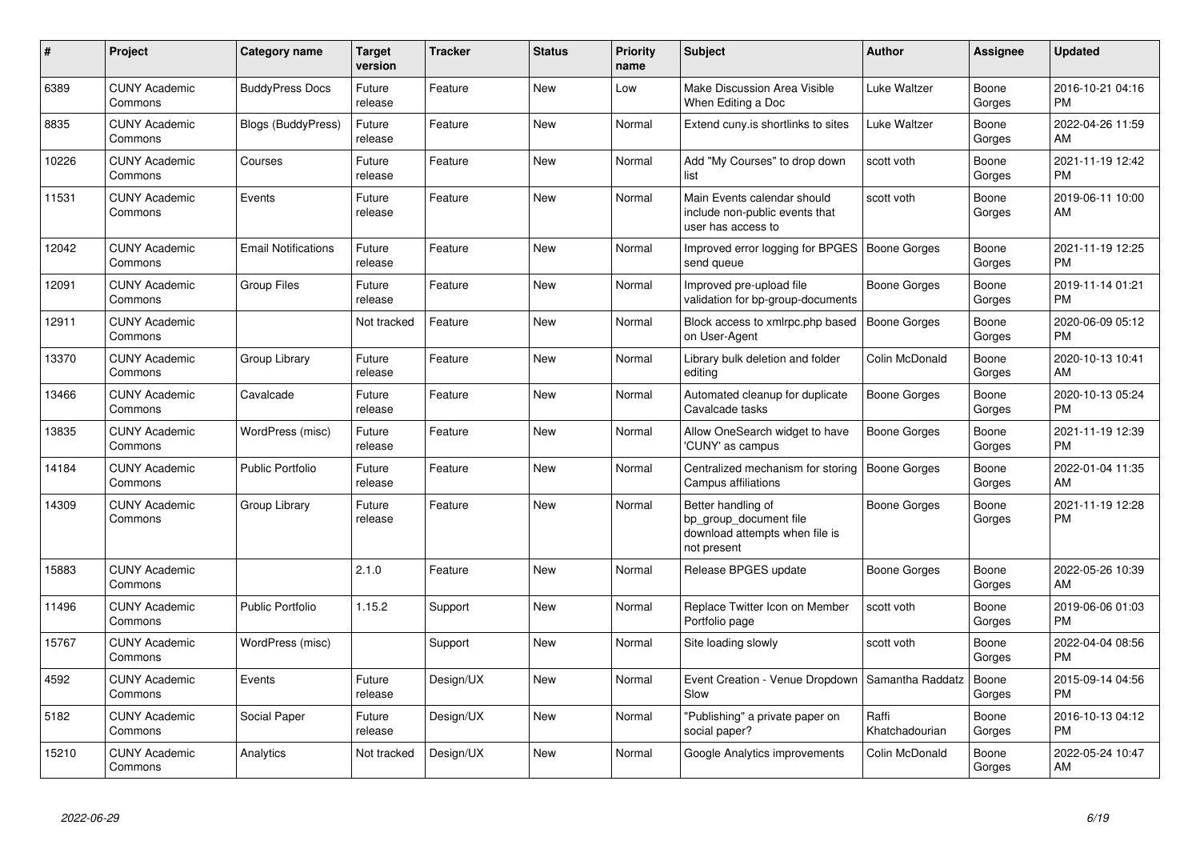| # | Project | Category name | Target version | Tracker | Status | Priority name | Subject | Author | Assignee | Updated |
|---|---|---|---|---|---|---|---|---|---|---|
| 6389 | CUNY Academic Commons | BuddyPress Docs | Future release | Feature | New | Low | Make Discussion Area Visible When Editing a Doc | Luke Waltzer | Boone Gorges | 2016-10-21 04:16 PM |
| 8835 | CUNY Academic Commons | Blogs (BuddyPress) | Future release | Feature | New | Normal | Extend cuny.is shortlinks to sites | Luke Waltzer | Boone Gorges | 2022-04-26 11:59 AM |
| 10226 | CUNY Academic Commons | Courses | Future release | Feature | New | Normal | Add "My Courses" to drop down list | scott voth | Boone Gorges | 2021-11-19 12:42 PM |
| 11531 | CUNY Academic Commons | Events | Future release | Feature | New | Normal | Main Events calendar should include non-public events that user has access to | scott voth | Boone Gorges | 2019-06-11 10:00 AM |
| 12042 | CUNY Academic Commons | Email Notifications | Future release | Feature | New | Normal | Improved error logging for BPGES send queue | Boone Gorges | Boone Gorges | 2021-11-19 12:25 PM |
| 12091 | CUNY Academic Commons | Group Files | Future release | Feature | New | Normal | Improved pre-upload file validation for bp-group-documents | Boone Gorges | Boone Gorges | 2019-11-14 01:21 PM |
| 12911 | CUNY Academic Commons | | Not tracked | Feature | New | Normal | Block access to xmlrpc.php based on User-Agent | Boone Gorges | Boone Gorges | 2020-06-09 05:12 PM |
| 13370 | CUNY Academic Commons | Group Library | Future release | Feature | New | Normal | Library bulk deletion and folder editing | Colin McDonald | Boone Gorges | 2020-10-13 10:41 AM |
| 13466 | CUNY Academic Commons | Cavalcade | Future release | Feature | New | Normal | Automated cleanup for duplicate Cavalcade tasks | Boone Gorges | Boone Gorges | 2020-10-13 05:24 PM |
| 13835 | CUNY Academic Commons | WordPress (misc) | Future release | Feature | New | Normal | Allow OneSearch widget to have 'CUNY' as campus | Boone Gorges | Boone Gorges | 2021-11-19 12:39 PM |
| 14184 | CUNY Academic Commons | Public Portfolio | Future release | Feature | New | Normal | Centralized mechanism for storing Campus affiliations | Boone Gorges | Boone Gorges | 2022-01-04 11:35 AM |
| 14309 | CUNY Academic Commons | Group Library | Future release | Feature | New | Normal | Better handling of bp_group_document file download attempts when file is not present | Boone Gorges | Boone Gorges | 2021-11-19 12:28 PM |
| 15883 | CUNY Academic Commons | | 2.1.0 | Feature | New | Normal | Release BPGES update | Boone Gorges | Boone Gorges | 2022-05-26 10:39 AM |
| 11496 | CUNY Academic Commons | Public Portfolio | 1.15.2 | Support | New | Normal | Replace Twitter Icon on Member Portfolio page | scott voth | Boone Gorges | 2019-06-06 01:03 PM |
| 15767 | CUNY Academic Commons | WordPress (misc) | | Support | New | Normal | Site loading slowly | scott voth | Boone Gorges | 2022-04-04 08:56 PM |
| 4592 | CUNY Academic Commons | Events | Future release | Design/UX | New | Normal | Event Creation - Venue Dropdown Slow | Samantha Raddatz | Boone Gorges | 2015-09-14 04:56 PM |
| 5182 | CUNY Academic Commons | Social Paper | Future release | Design/UX | New | Normal | "Publishing" a private paper on social paper? | Raffi Khatchadourian | Boone Gorges | 2016-10-13 04:12 PM |
| 15210 | CUNY Academic Commons | Analytics | Not tracked | Design/UX | New | Normal | Google Analytics improvements | Colin McDonald | Boone Gorges | 2022-05-24 10:47 AM |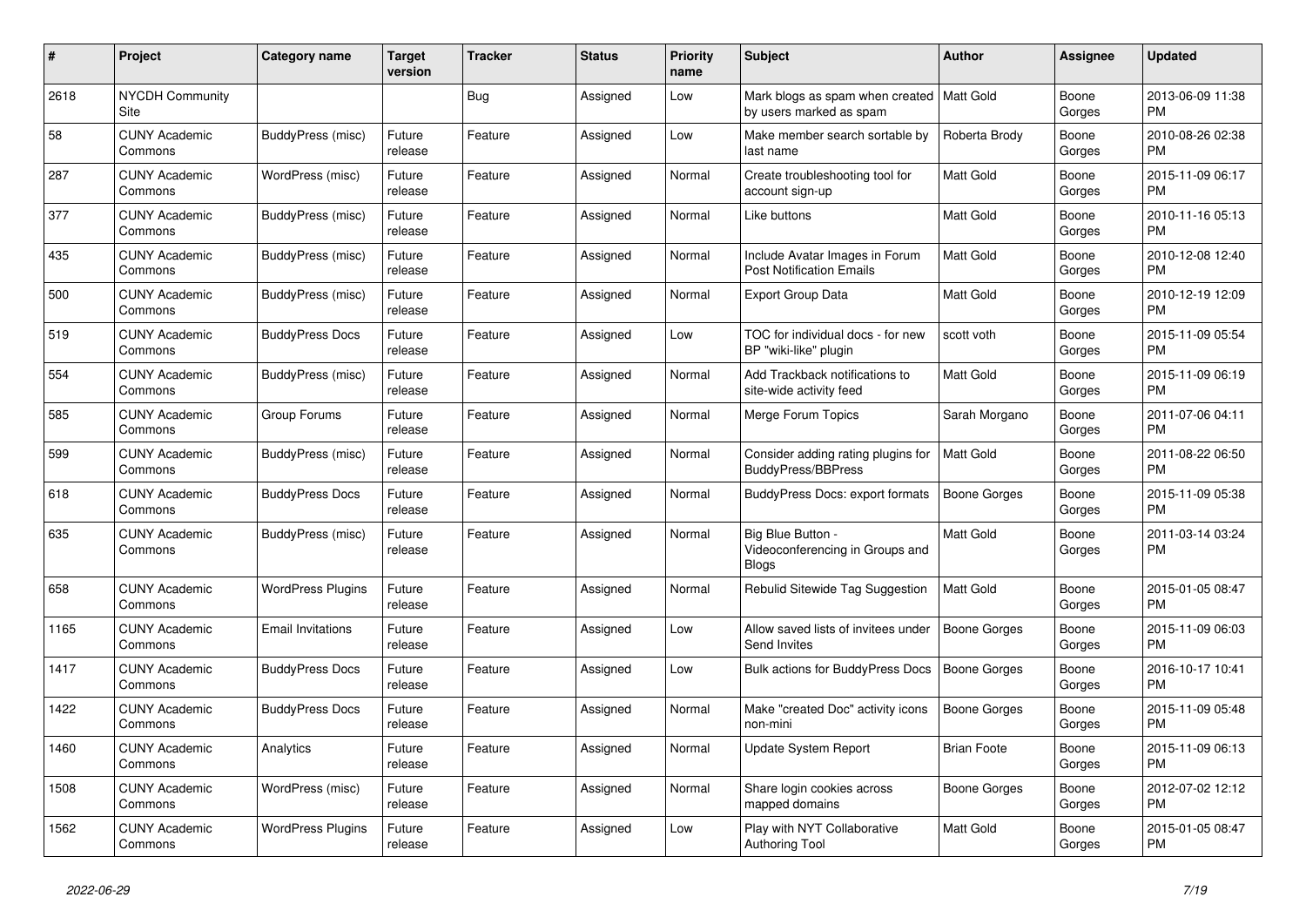| # | Project | Category name | Target version | Tracker | Status | Priority name | Subject | Author | Assignee | Updated |
|---|---|---|---|---|---|---|---|---|---|---|
| 2618 | NYCDH Community Site | | | Bug | Assigned | Low | Mark blogs as spam when created by users marked as spam | Matt Gold | Boone Gorges | 2013-06-09 11:38 PM |
| 58 | CUNY Academic Commons | BuddyPress (misc) | Future release | Feature | Assigned | Low | Make member search sortable by last name | Roberta Brody | Boone Gorges | 2010-08-26 02:38 PM |
| 287 | CUNY Academic Commons | WordPress (misc) | Future release | Feature | Assigned | Normal | Create troubleshooting tool for account sign-up | Matt Gold | Boone Gorges | 2015-11-09 06:17 PM |
| 377 | CUNY Academic Commons | BuddyPress (misc) | Future release | Feature | Assigned | Normal | Like buttons | Matt Gold | Boone Gorges | 2010-11-16 05:13 PM |
| 435 | CUNY Academic Commons | BuddyPress (misc) | Future release | Feature | Assigned | Normal | Include Avatar Images in Forum Post Notification Emails | Matt Gold | Boone Gorges | 2010-12-08 12:40 PM |
| 500 | CUNY Academic Commons | BuddyPress (misc) | Future release | Feature | Assigned | Normal | Export Group Data | Matt Gold | Boone Gorges | 2010-12-19 12:09 PM |
| 519 | CUNY Academic Commons | BuddyPress Docs | Future release | Feature | Assigned | Low | TOC for individual docs - for new BP "wiki-like" plugin | scott voth | Boone Gorges | 2015-11-09 05:54 PM |
| 554 | CUNY Academic Commons | BuddyPress (misc) | Future release | Feature | Assigned | Normal | Add Trackback notifications to site-wide activity feed | Matt Gold | Boone Gorges | 2015-11-09 06:19 PM |
| 585 | CUNY Academic Commons | Group Forums | Future release | Feature | Assigned | Normal | Merge Forum Topics | Sarah Morgano | Boone Gorges | 2011-07-06 04:11 PM |
| 599 | CUNY Academic Commons | BuddyPress (misc) | Future release | Feature | Assigned | Normal | Consider adding rating plugins for BuddyPress/BBPress | Matt Gold | Boone Gorges | 2011-08-22 06:50 PM |
| 618 | CUNY Academic Commons | BuddyPress Docs | Future release | Feature | Assigned | Normal | BuddyPress Docs: export formats | Boone Gorges | Boone Gorges | 2015-11-09 05:38 PM |
| 635 | CUNY Academic Commons | BuddyPress (misc) | Future release | Feature | Assigned | Normal | Big Blue Button - Videoconferencing in Groups and Blogs | Matt Gold | Boone Gorges | 2011-03-14 03:24 PM |
| 658 | CUNY Academic Commons | WordPress Plugins | Future release | Feature | Assigned | Normal | Rebulid Sitewide Tag Suggestion | Matt Gold | Boone Gorges | 2015-01-05 08:47 PM |
| 1165 | CUNY Academic Commons | Email Invitations | Future release | Feature | Assigned | Low | Allow saved lists of invitees under Send Invites | Boone Gorges | Boone Gorges | 2015-11-09 06:03 PM |
| 1417 | CUNY Academic Commons | BuddyPress Docs | Future release | Feature | Assigned | Low | Bulk actions for BuddyPress Docs | Boone Gorges | Boone Gorges | 2016-10-17 10:41 PM |
| 1422 | CUNY Academic Commons | BuddyPress Docs | Future release | Feature | Assigned | Normal | Make "created Doc" activity icons non-mini | Boone Gorges | Boone Gorges | 2015-11-09 05:48 PM |
| 1460 | CUNY Academic Commons | Analytics | Future release | Feature | Assigned | Normal | Update System Report | Brian Foote | Boone Gorges | 2015-11-09 06:13 PM |
| 1508 | CUNY Academic Commons | WordPress (misc) | Future release | Feature | Assigned | Normal | Share login cookies across mapped domains | Boone Gorges | Boone Gorges | 2012-07-02 12:12 PM |
| 1562 | CUNY Academic Commons | WordPress Plugins | Future release | Feature | Assigned | Low | Play with NYT Collaborative Authoring Tool | Matt Gold | Boone Gorges | 2015-01-05 08:47 PM |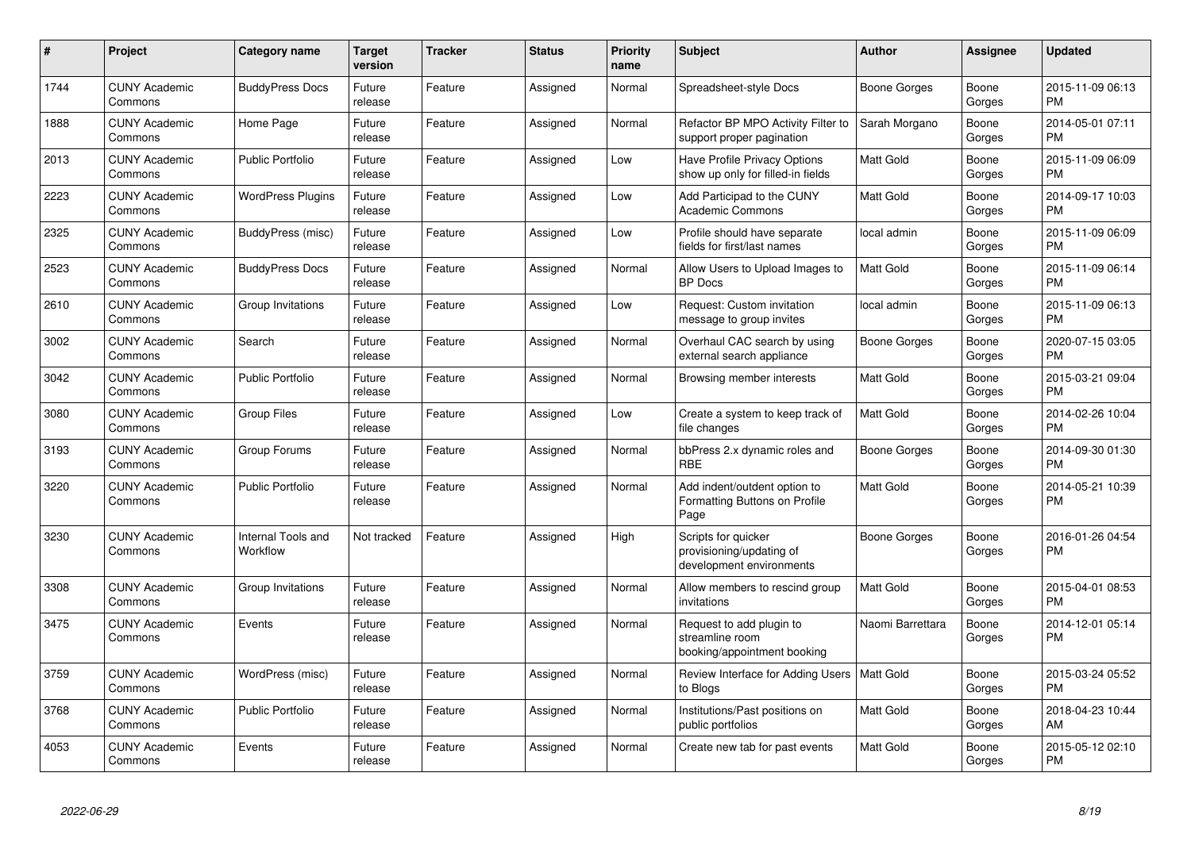| # | Project | Category name | Target version | Tracker | Status | Priority name | Subject | Author | Assignee | Updated |
|---|---|---|---|---|---|---|---|---|---|---|
| 1744 | CUNY Academic Commons | BuddyPress Docs | Future release | Feature | Assigned | Normal | Spreadsheet-style Docs | Boone Gorges | Boone Gorges | 2015-11-09 06:13 PM |
| 1888 | CUNY Academic Commons | Home Page | Future release | Feature | Assigned | Normal | Refactor BP MPO Activity Filter to support proper pagination | Sarah Morgano | Boone Gorges | 2014-05-01 07:11 PM |
| 2013 | CUNY Academic Commons | Public Portfolio | Future release | Feature | Assigned | Low | Have Profile Privacy Options show up only for filled-in fields | Matt Gold | Boone Gorges | 2015-11-09 06:09 PM |
| 2223 | CUNY Academic Commons | WordPress Plugins | Future release | Feature | Assigned | Low | Add Participad to the CUNY Academic Commons | Matt Gold | Boone Gorges | 2014-09-17 10:03 PM |
| 2325 | CUNY Academic Commons | BuddyPress (misc) | Future release | Feature | Assigned | Low | Profile should have separate fields for first/last names | local admin | Boone Gorges | 2015-11-09 06:09 PM |
| 2523 | CUNY Academic Commons | BuddyPress Docs | Future release | Feature | Assigned | Normal | Allow Users to Upload Images to BP Docs | Matt Gold | Boone Gorges | 2015-11-09 06:14 PM |
| 2610 | CUNY Academic Commons | Group Invitations | Future release | Feature | Assigned | Low | Request: Custom invitation message to group invites | local admin | Boone Gorges | 2015-11-09 06:13 PM |
| 3002 | CUNY Academic Commons | Search | Future release | Feature | Assigned | Normal | Overhaul CAC search by using external search appliance | Boone Gorges | Boone Gorges | 2020-07-15 03:05 PM |
| 3042 | CUNY Academic Commons | Public Portfolio | Future release | Feature | Assigned | Normal | Browsing member interests | Matt Gold | Boone Gorges | 2015-03-21 09:04 PM |
| 3080 | CUNY Academic Commons | Group Files | Future release | Feature | Assigned | Low | Create a system to keep track of file changes | Matt Gold | Boone Gorges | 2014-02-26 10:04 PM |
| 3193 | CUNY Academic Commons | Group Forums | Future release | Feature | Assigned | Normal | bbPress 2.x dynamic roles and RBE | Boone Gorges | Boone Gorges | 2014-09-30 01:30 PM |
| 3220 | CUNY Academic Commons | Public Portfolio | Future release | Feature | Assigned | Normal | Add indent/outdent option to Formatting Buttons on Profile Page | Matt Gold | Boone Gorges | 2014-05-21 10:39 PM |
| 3230 | CUNY Academic Commons | Internal Tools and Workflow | Not tracked | Feature | Assigned | High | Scripts for quicker provisioning/updating of development environments | Boone Gorges | Boone Gorges | 2016-01-26 04:54 PM |
| 3308 | CUNY Academic Commons | Group Invitations | Future release | Feature | Assigned | Normal | Allow members to rescind group invitations | Matt Gold | Boone Gorges | 2015-04-01 08:53 PM |
| 3475 | CUNY Academic Commons | Events | Future release | Feature | Assigned | Normal | Request to add plugin to streamline room booking/appointment booking | Naomi Barrettara | Boone Gorges | 2014-12-01 05:14 PM |
| 3759 | CUNY Academic Commons | WordPress (misc) | Future release | Feature | Assigned | Normal | Review Interface for Adding Users to Blogs | Matt Gold | Boone Gorges | 2015-03-24 05:52 PM |
| 3768 | CUNY Academic Commons | Public Portfolio | Future release | Feature | Assigned | Normal | Institutions/Past positions on public portfolios | Matt Gold | Boone Gorges | 2018-04-23 10:44 AM |
| 4053 | CUNY Academic Commons | Events | Future release | Feature | Assigned | Normal | Create new tab for past events | Matt Gold | Boone Gorges | 2015-05-12 02:10 PM |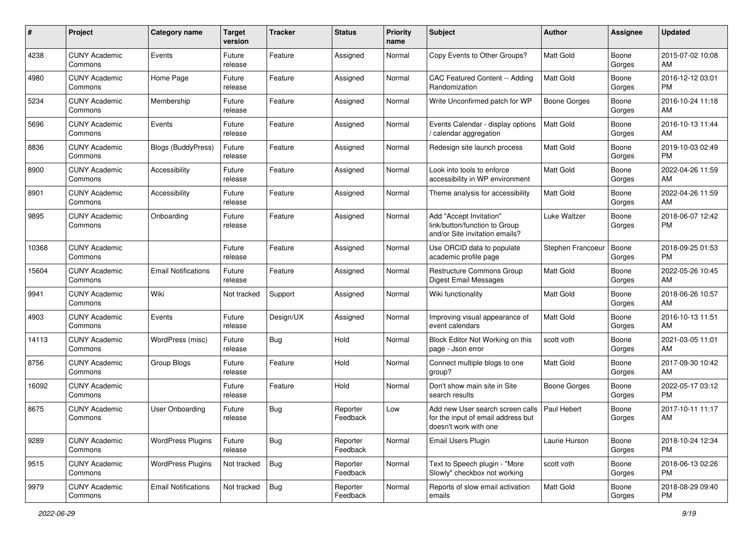| # | Project | Category name | Target version | Tracker | Status | Priority name | Subject | Author | Assignee | Updated |
|---|---|---|---|---|---|---|---|---|---|---|
| 4238 | CUNY Academic Commons | Events | Future release | Feature | Assigned | Normal | Copy Events to Other Groups? | Matt Gold | Boone Gorges | 2015-07-02 10:08 AM |
| 4980 | CUNY Academic Commons | Home Page | Future release | Feature | Assigned | Normal | CAC Featured Content -- Adding Randomization | Matt Gold | Boone Gorges | 2016-12-12 03:01 PM |
| 5234 | CUNY Academic Commons | Membership | Future release | Feature | Assigned | Normal | Write Unconfirmed patch for WP | Boone Gorges | Boone Gorges | 2016-10-24 11:18 AM |
| 5696 | CUNY Academic Commons | Events | Future release | Feature | Assigned | Normal | Events Calendar - display options / calendar aggregation | Matt Gold | Boone Gorges | 2016-10-13 11:44 AM |
| 8836 | CUNY Academic Commons | Blogs (BuddyPress) | Future release | Feature | Assigned | Normal | Redesign site launch process | Matt Gold | Boone Gorges | 2019-10-03 02:49 PM |
| 8900 | CUNY Academic Commons | Accessibility | Future release | Feature | Assigned | Normal | Look into tools to enforce accessibility in WP environment | Matt Gold | Boone Gorges | 2022-04-26 11:59 AM |
| 8901 | CUNY Academic Commons | Accessibility | Future release | Feature | Assigned | Normal | Theme analysis for accessibility | Matt Gold | Boone Gorges | 2022-04-26 11:59 AM |
| 9895 | CUNY Academic Commons | Onboarding | Future release | Feature | Assigned | Normal | Add "Accept Invitation" link/button/function to Group and/or Site invitation emails? | Luke Waltzer | Boone Gorges | 2018-06-07 12:42 PM |
| 10368 | CUNY Academic Commons | | Future release | Feature | Assigned | Normal | Use ORCID data to populate academic profile page | Stephen Francoeur | Boone Gorges | 2018-09-25 01:53 PM |
| 15604 | CUNY Academic Commons | Email Notifications | Future release | Feature | Assigned | Normal | Restructure Commons Group Digest Email Messages | Matt Gold | Boone Gorges | 2022-05-26 10:45 AM |
| 9941 | CUNY Academic Commons | Wiki | Not tracked | Support | Assigned | Normal | Wiki functionality | Matt Gold | Boone Gorges | 2018-06-26 10:57 AM |
| 4903 | CUNY Academic Commons | Events | Future release | Design/UX | Assigned | Normal | Improving visual appearance of event calendars | Matt Gold | Boone Gorges | 2016-10-13 11:51 AM |
| 14113 | CUNY Academic Commons | WordPress (misc) | Future release | Bug | Hold | Normal | Block Editor Not Working on this page - Json error | scott voth | Boone Gorges | 2021-03-05 11:01 AM |
| 8756 | CUNY Academic Commons | Group Blogs | Future release | Feature | Hold | Normal | Connect multiple blogs to one group? | Matt Gold | Boone Gorges | 2017-09-30 10:42 AM |
| 16092 | CUNY Academic Commons | | Future release | Feature | Hold | Normal | Don't show main site in Site search results | Boone Gorges | Boone Gorges | 2022-05-17 03:12 PM |
| 8675 | CUNY Academic Commons | User Onboarding | Future release | Bug | Reporter Feedback | Low | Add new User search screen calls for the input of email address but doesn't work with one | Paul Hebert | Boone Gorges | 2017-10-11 11:17 AM |
| 9289 | CUNY Academic Commons | WordPress Plugins | Future release | Bug | Reporter Feedback | Normal | Email Users Plugin | Laurie Hurson | Boone Gorges | 2018-10-24 12:34 PM |
| 9515 | CUNY Academic Commons | WordPress Plugins | Not tracked | Bug | Reporter Feedback | Normal | Text to Speech plugin - "More Slowly" checkbox not working | scott voth | Boone Gorges | 2018-06-13 02:26 PM |
| 9979 | CUNY Academic Commons | Email Notifications | Not tracked | Bug | Reporter Feedback | Normal | Reports of slow email activation emails | Matt Gold | Boone Gorges | 2018-08-29 09:40 PM |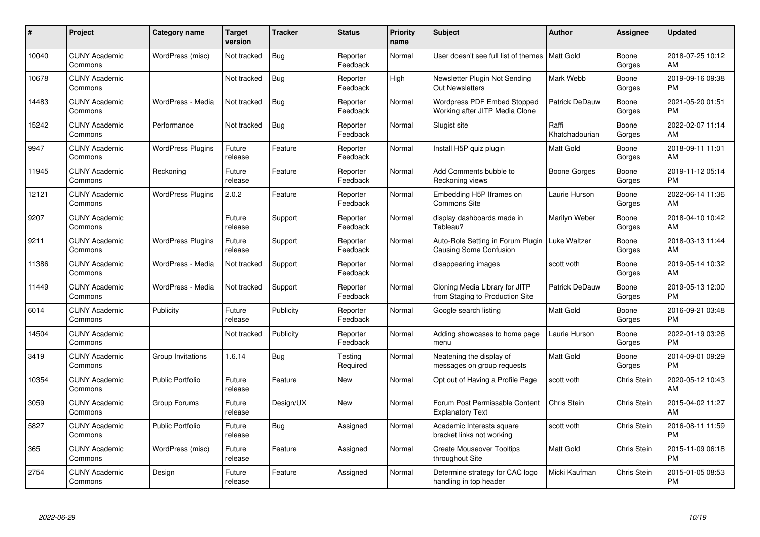| # | Project | Category name | Target version | Tracker | Status | Priority name | Subject | Author | Assignee | Updated |
|---|---|---|---|---|---|---|---|---|---|---|
| 10040 | CUNY Academic Commons | WordPress (misc) | Not tracked | Bug | Reporter Feedback | Normal | User doesn't see full list of themes | Matt Gold | Boone Gorges | 2018-07-25 10:12 AM |
| 10678 | CUNY Academic Commons | | Not tracked | Bug | Reporter Feedback | High | Newsletter Plugin Not Sending Out Newsletters | Mark Webb | Boone Gorges | 2019-09-16 09:38 PM |
| 14483 | CUNY Academic Commons | WordPress - Media | Not tracked | Bug | Reporter Feedback | Normal | Wordpress PDF Embed Stopped Working after JITP Media Clone | Patrick DeDauw | Boone Gorges | 2021-05-20 01:51 PM |
| 15242 | CUNY Academic Commons | Performance | Not tracked | Bug | Reporter Feedback | Normal | Slugist site | Raffi Khatchadourian | Boone Gorges | 2022-02-07 11:14 AM |
| 9947 | CUNY Academic Commons | WordPress Plugins | Future release | Feature | Reporter Feedback | Normal | Install H5P quiz plugin | Matt Gold | Boone Gorges | 2018-09-11 11:01 AM |
| 11945 | CUNY Academic Commons | Reckoning | Future release | Feature | Reporter Feedback | Normal | Add Comments bubble to Reckoning views | Boone Gorges | Boone Gorges | 2019-11-12 05:14 PM |
| 12121 | CUNY Academic Commons | WordPress Plugins | 2.0.2 | Feature | Reporter Feedback | Normal | Embedding H5P Iframes on Commons Site | Laurie Hurson | Boone Gorges | 2022-06-14 11:36 AM |
| 9207 | CUNY Academic Commons | | Future release | Support | Reporter Feedback | Normal | display dashboards made in Tableau? | Marilyn Weber | Boone Gorges | 2018-04-10 10:42 AM |
| 9211 | CUNY Academic Commons | WordPress Plugins | Future release | Support | Reporter Feedback | Normal | Auto-Role Setting in Forum Plugin Causing Some Confusion | Luke Waltzer | Boone Gorges | 2018-03-13 11:44 AM |
| 11386 | CUNY Academic Commons | WordPress - Media | Not tracked | Support | Reporter Feedback | Normal | disappearing images | scott voth | Boone Gorges | 2019-05-14 10:32 AM |
| 11449 | CUNY Academic Commons | WordPress - Media | Not tracked | Support | Reporter Feedback | Normal | Cloning Media Library for JITP from Staging to Production Site | Patrick DeDauw | Boone Gorges | 2019-05-13 12:00 PM |
| 6014 | CUNY Academic Commons | Publicity | Future release | Publicity | Reporter Feedback | Normal | Google search listing | Matt Gold | Boone Gorges | 2016-09-21 03:48 PM |
| 14504 | CUNY Academic Commons | | Not tracked | Publicity | Reporter Feedback | Normal | Adding showcases to home page menu | Laurie Hurson | Boone Gorges | 2022-01-19 03:26 PM |
| 3419 | CUNY Academic Commons | Group Invitations | 1.6.14 | Bug | Testing Required | Normal | Neatening the display of messages on group requests | Matt Gold | Boone Gorges | 2014-09-01 09:29 PM |
| 10354 | CUNY Academic Commons | Public Portfolio | Future release | Feature | New | Normal | Opt out of Having a Profile Page | scott voth | Chris Stein | 2020-05-12 10:43 AM |
| 3059 | CUNY Academic Commons | Group Forums | Future release | Design/UX | New | Normal | Forum Post Permissable Content Explanatory Text | Chris Stein | Chris Stein | 2015-04-02 11:27 AM |
| 5827 | CUNY Academic Commons | Public Portfolio | Future release | Bug | Assigned | Normal | Academic Interests square bracket links not working | scott voth | Chris Stein | 2016-08-11 11:59 PM |
| 365 | CUNY Academic Commons | WordPress (misc) | Future release | Feature | Assigned | Normal | Create Mouseover Tooltips throughout Site | Matt Gold | Chris Stein | 2015-11-09 06:18 PM |
| 2754 | CUNY Academic Commons | Design | Future release | Feature | Assigned | Normal | Determine strategy for CAC logo handling in top header | Micki Kaufman | Chris Stein | 2015-01-05 08:53 PM |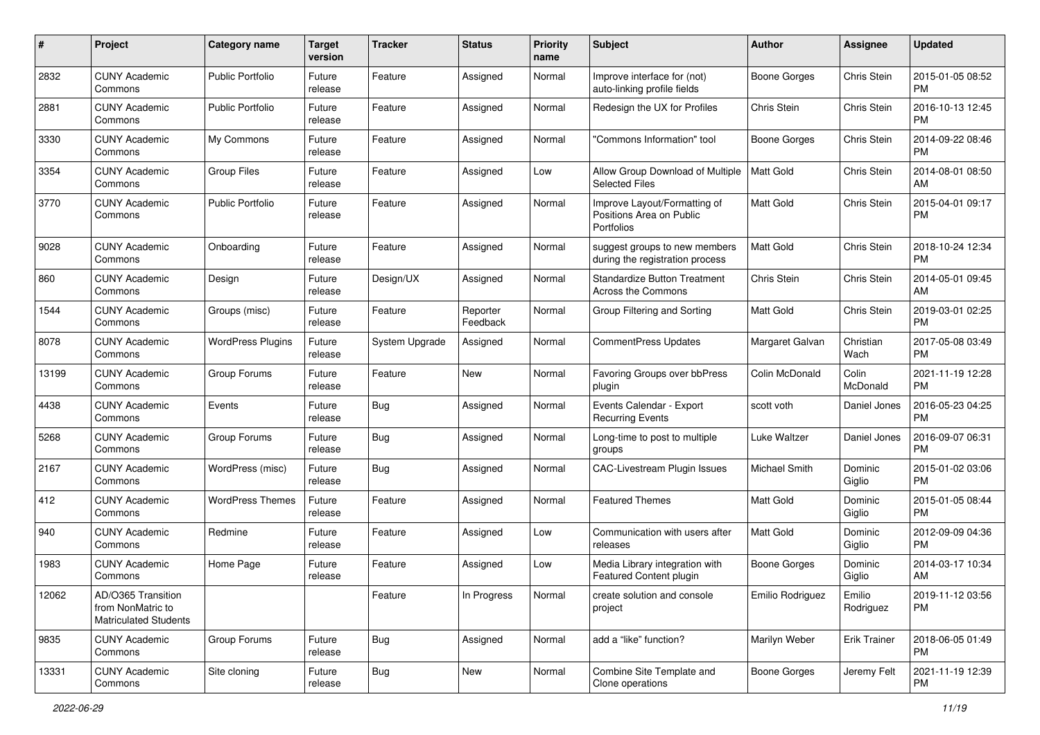| # | Project | Category name | Target version | Tracker | Status | Priority name | Subject | Author | Assignee | Updated |
|---|---|---|---|---|---|---|---|---|---|---|
| 2832 | CUNY Academic Commons | Public Portfolio | Future release | Feature | Assigned | Normal | Improve interface for (not) auto-linking profile fields | Boone Gorges | Chris Stein | 2015-01-05 08:52 PM |
| 2881 | CUNY Academic Commons | Public Portfolio | Future release | Feature | Assigned | Normal | Redesign the UX for Profiles | Chris Stein | Chris Stein | 2016-10-13 12:45 PM |
| 3330 | CUNY Academic Commons | My Commons | Future release | Feature | Assigned | Normal | "Commons Information" tool | Boone Gorges | Chris Stein | 2014-09-22 08:46 PM |
| 3354 | CUNY Academic Commons | Group Files | Future release | Feature | Assigned | Low | Allow Group Download of Multiple Selected Files | Matt Gold | Chris Stein | 2014-08-01 08:50 AM |
| 3770 | CUNY Academic Commons | Public Portfolio | Future release | Feature | Assigned | Normal | Improve Layout/Formatting of Positions Area on Public Portfolios | Matt Gold | Chris Stein | 2015-04-01 09:17 PM |
| 9028 | CUNY Academic Commons | Onboarding | Future release | Feature | Assigned | Normal | suggest groups to new members during the registration process | Matt Gold | Chris Stein | 2018-10-24 12:34 PM |
| 860 | CUNY Academic Commons | Design | Future release | Design/UX | Assigned | Normal | Standardize Button Treatment Across the Commons | Chris Stein | Chris Stein | 2014-05-01 09:45 AM |
| 1544 | CUNY Academic Commons | Groups (misc) | Future release | Feature | Reporter Feedback | Normal | Group Filtering and Sorting | Matt Gold | Chris Stein | 2019-03-01 02:25 PM |
| 8078 | CUNY Academic Commons | WordPress Plugins | Future release | System Upgrade | Assigned | Normal | CommentPress Updates | Margaret Galvan | Christian Wach | 2017-05-08 03:49 PM |
| 13199 | CUNY Academic Commons | Group Forums | Future release | Feature | New | Normal | Favoring Groups over bbPress plugin | Colin McDonald | Colin McDonald | 2021-11-19 12:28 PM |
| 4438 | CUNY Academic Commons | Events | Future release | Bug | Assigned | Normal | Events Calendar - Export Recurring Events | scott voth | Daniel Jones | 2016-05-23 04:25 PM |
| 5268 | CUNY Academic Commons | Group Forums | Future release | Bug | Assigned | Normal | Long-time to post to multiple groups | Luke Waltzer | Daniel Jones | 2016-09-07 06:31 PM |
| 2167 | CUNY Academic Commons | WordPress (misc) | Future release | Bug | Assigned | Normal | CAC-Livestream Plugin Issues | Michael Smith | Dominic Giglio | 2015-01-02 03:06 PM |
| 412 | CUNY Academic Commons | WordPress Themes | Future release | Feature | Assigned | Normal | Featured Themes | Matt Gold | Dominic Giglio | 2015-01-05 08:44 PM |
| 940 | CUNY Academic Commons | Redmine | Future release | Feature | Assigned | Low | Communication with users after releases | Matt Gold | Dominic Giglio | 2012-09-09 04:36 PM |
| 1983 | CUNY Academic Commons | Home Page | Future release | Feature | Assigned | Low | Media Library integration with Featured Content plugin | Boone Gorges | Dominic Giglio | 2014-03-17 10:34 AM |
| 12062 | AD/O365 Transition from NonMatric to Matriculated Students | | | Feature | In Progress | Normal | create solution and console project | Emilio Rodriguez | Emilio Rodriguez | 2019-11-12 03:56 PM |
| 9835 | CUNY Academic Commons | Group Forums | Future release | Bug | Assigned | Normal | add a “like” function? | Marilyn Weber | Erik Trainer | 2018-06-05 01:49 PM |
| 13331 | CUNY Academic Commons | Site cloning | Future release | Bug | New | Normal | Combine Site Template and Clone operations | Boone Gorges | Jeremy Felt | 2021-11-19 12:39 PM |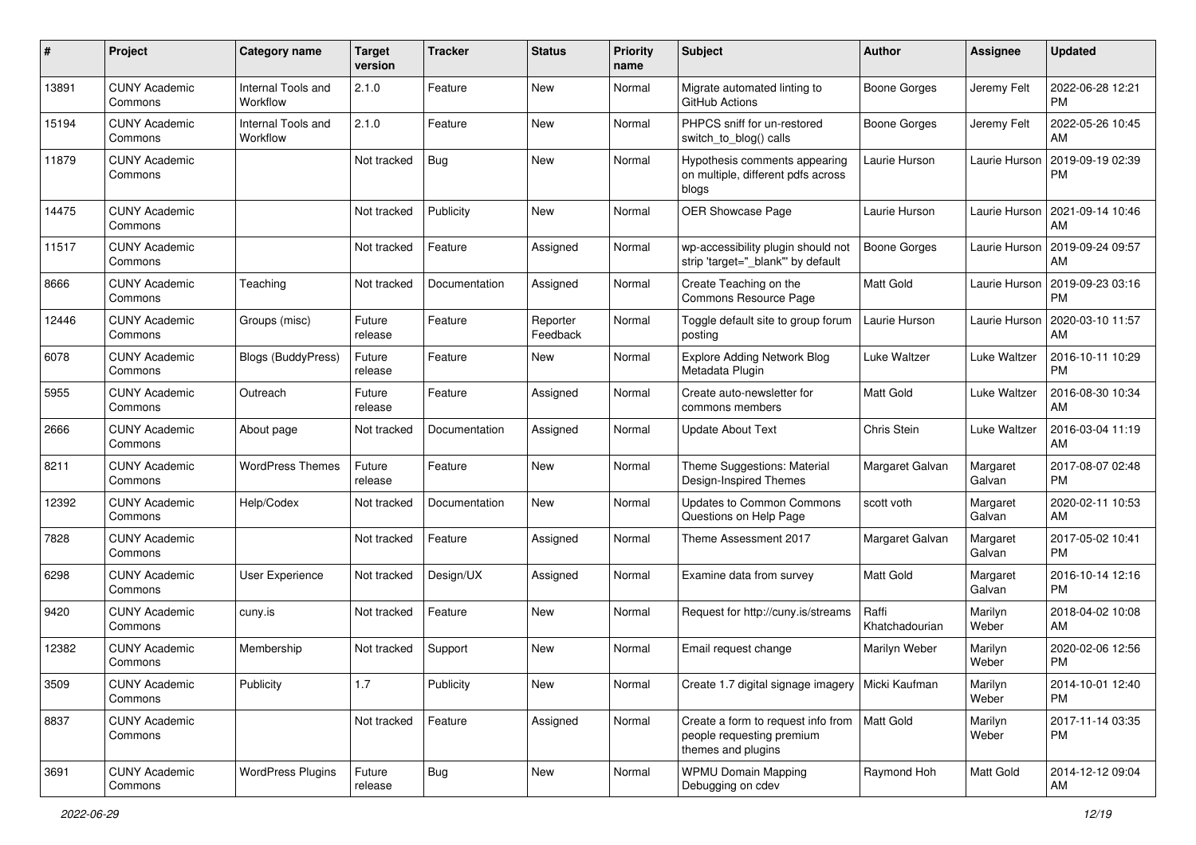| # | Project | Category name | Target version | Tracker | Status | Priority name | Subject | Author | Assignee | Updated |
|---|---|---|---|---|---|---|---|---|---|---|
| 13891 | CUNY Academic Commons | Internal Tools and Workflow | 2.1.0 | Feature | New | Normal | Migrate automated linting to GitHub Actions | Boone Gorges | Jeremy Felt | 2022-06-28 12:21 PM |
| 15194 | CUNY Academic Commons | Internal Tools and Workflow | 2.1.0 | Feature | New | Normal | PHPCS sniff for un-restored switch_to_blog() calls | Boone Gorges | Jeremy Felt | 2022-05-26 10:45 AM |
| 11879 | CUNY Academic Commons | | Not tracked | Bug | New | Normal | Hypothesis comments appearing on multiple, different pdfs across blogs | Laurie Hurson | Laurie Hurson | 2019-09-19 02:39 PM |
| 14475 | CUNY Academic Commons | | Not tracked | Publicity | New | Normal | OER Showcase Page | Laurie Hurson | Laurie Hurson | 2021-09-14 10:46 AM |
| 11517 | CUNY Academic Commons | | Not tracked | Feature | Assigned | Normal | wp-accessibility plugin should not strip 'target="_blank"' by default | Boone Gorges | Laurie Hurson | 2019-09-24 09:57 AM |
| 8666 | CUNY Academic Commons | Teaching | Not tracked | Documentation | Assigned | Normal | Create Teaching on the Commons Resource Page | Matt Gold | Laurie Hurson | 2019-09-23 03:16 PM |
| 12446 | CUNY Academic Commons | Groups (misc) | Future release | Feature | Reporter Feedback | Normal | Toggle default site to group forum posting | Laurie Hurson | Laurie Hurson | 2020-03-10 11:57 AM |
| 6078 | CUNY Academic Commons | Blogs (BuddyPress) | Future release | Feature | New | Normal | Explore Adding Network Blog Metadata Plugin | Luke Waltzer | Luke Waltzer | 2016-10-11 10:29 PM |
| 5955 | CUNY Academic Commons | Outreach | Future release | Feature | Assigned | Normal | Create auto-newsletter for commons members | Matt Gold | Luke Waltzer | 2016-08-30 10:34 AM |
| 2666 | CUNY Academic Commons | About page | Not tracked | Documentation | Assigned | Normal | Update About Text | Chris Stein | Luke Waltzer | 2016-03-04 11:19 AM |
| 8211 | CUNY Academic Commons | WordPress Themes | Future release | Feature | New | Normal | Theme Suggestions: Material Design-Inspired Themes | Margaret Galvan | Margaret Galvan | 2017-08-07 02:48 PM |
| 12392 | CUNY Academic Commons | Help/Codex | Not tracked | Documentation | New | Normal | Updates to Common Commons Questions on Help Page | scott voth | Margaret Galvan | 2020-02-11 10:53 AM |
| 7828 | CUNY Academic Commons | | Not tracked | Feature | Assigned | Normal | Theme Assessment 2017 | Margaret Galvan | Margaret Galvan | 2017-05-02 10:41 PM |
| 6298 | CUNY Academic Commons | User Experience | Not tracked | Design/UX | Assigned | Normal | Examine data from survey | Matt Gold | Margaret Galvan | 2016-10-14 12:16 PM |
| 9420 | CUNY Academic Commons | cuny.is | Not tracked | Feature | New | Normal | Request for http://cuny.is/streams | Raffi Khatchadourian | Marilyn Weber | 2018-04-02 10:08 AM |
| 12382 | CUNY Academic Commons | Membership | Not tracked | Support | New | Normal | Email request change | Marilyn Weber | Marilyn Weber | 2020-02-06 12:56 PM |
| 3509 | CUNY Academic Commons | Publicity | 1.7 | Publicity | New | Normal | Create 1.7 digital signage imagery | Micki Kaufman | Marilyn Weber | 2014-10-01 12:40 PM |
| 8837 | CUNY Academic Commons | | Not tracked | Feature | Assigned | Normal | Create a form to request info from people requesting premium themes and plugins | Matt Gold | Marilyn Weber | 2017-11-14 03:35 PM |
| 3691 | CUNY Academic Commons | WordPress Plugins | Future release | Bug | New | Normal | WPMU Domain Mapping Debugging on cdev | Raymond Hoh | Matt Gold | 2014-12-12 09:04 AM |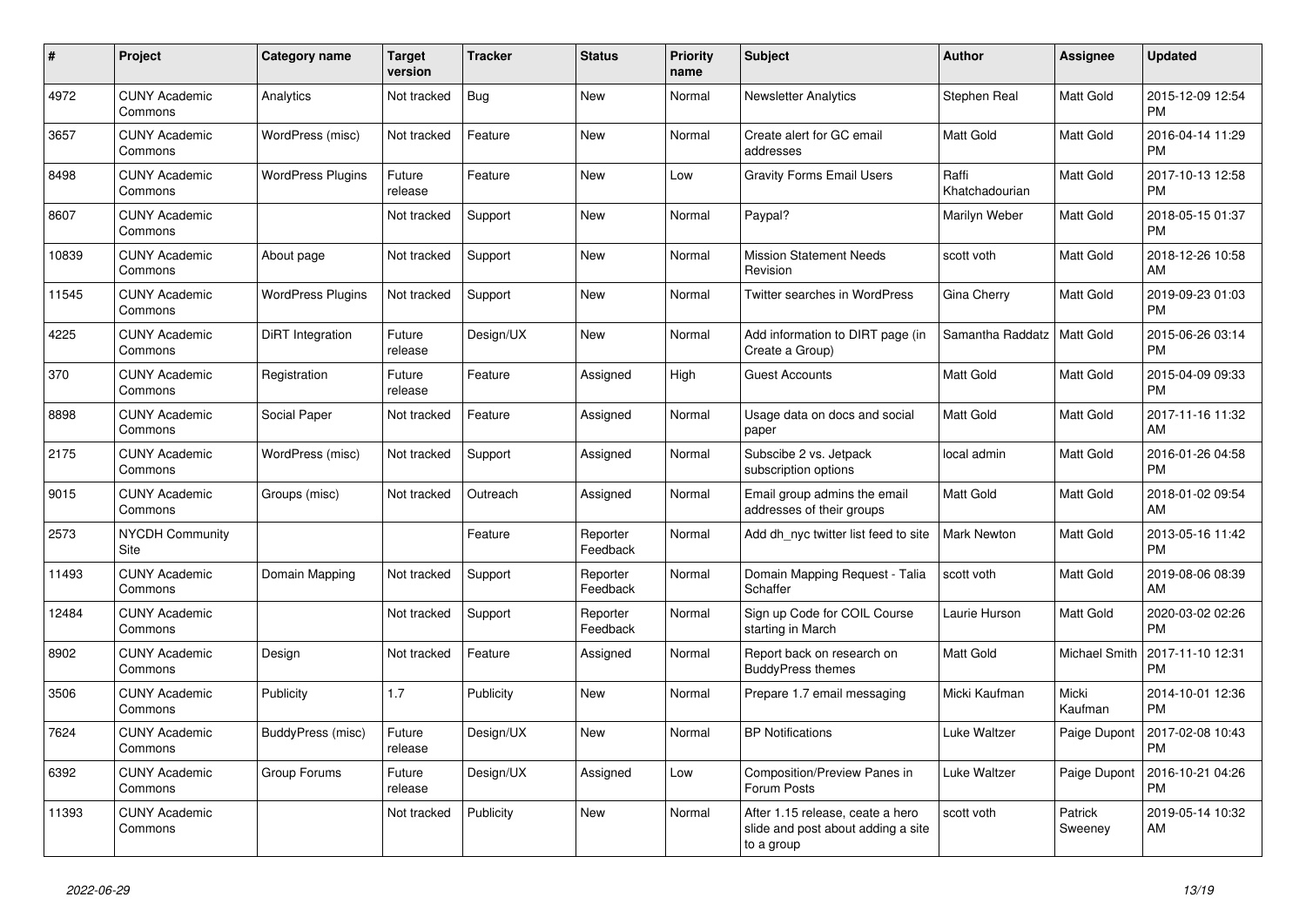| # | Project | Category name | Target version | Tracker | Status | Priority name | Subject | Author | Assignee | Updated |
|---|---|---|---|---|---|---|---|---|---|---|
| 4972 | CUNY Academic Commons | Analytics | Not tracked | Bug | New | Normal | Newsletter Analytics | Stephen Real | Matt Gold | 2015-12-09 12:54 PM |
| 3657 | CUNY Academic Commons | WordPress (misc) | Not tracked | Feature | New | Normal | Create alert for GC email addresses | Matt Gold | Matt Gold | 2016-04-14 11:29 PM |
| 8498 | CUNY Academic Commons | WordPress Plugins | Future release | Feature | New | Low | Gravity Forms Email Users | Raffi Khatchadourian | Matt Gold | 2017-10-13 12:58 PM |
| 8607 | CUNY Academic Commons | | Not tracked | Support | New | Normal | Paypal? | Marilyn Weber | Matt Gold | 2018-05-15 01:37 PM |
| 10839 | CUNY Academic Commons | About page | Not tracked | Support | New | Normal | Mission Statement Needs Revision | scott voth | Matt Gold | 2018-12-26 10:58 AM |
| 11545 | CUNY Academic Commons | WordPress Plugins | Not tracked | Support | New | Normal | Twitter searches in WordPress | Gina Cherry | Matt Gold | 2019-09-23 01:03 PM |
| 4225 | CUNY Academic Commons | DiRT Integration | Future release | Design/UX | New | Normal | Add information to DIRT page (in Create a Group) | Samantha Raddatz | Matt Gold | 2015-06-26 03:14 PM |
| 370 | CUNY Academic Commons | Registration | Future release | Feature | Assigned | High | Guest Accounts | Matt Gold | Matt Gold | 2015-04-09 09:33 PM |
| 8898 | CUNY Academic Commons | Social Paper | Not tracked | Feature | Assigned | Normal | Usage data on docs and social paper | Matt Gold | Matt Gold | 2017-11-16 11:32 AM |
| 2175 | CUNY Academic Commons | WordPress (misc) | Not tracked | Support | Assigned | Normal | Subscibe 2 vs. Jetpack subscription options | local admin | Matt Gold | 2016-01-26 04:58 PM |
| 9015 | CUNY Academic Commons | Groups (misc) | Not tracked | Outreach | Assigned | Normal | Email group admins the email addresses of their groups | Matt Gold | Matt Gold | 2018-01-02 09:54 AM |
| 2573 | NYCDH Community Site | | | Feature | Reporter Feedback | Normal | Add dh_nyc twitter list feed to site | Mark Newton | Matt Gold | 2013-05-16 11:42 PM |
| 11493 | CUNY Academic Commons | Domain Mapping | Not tracked | Support | Reporter Feedback | Normal | Domain Mapping Request - Talia Schaffer | scott voth | Matt Gold | 2019-08-06 08:39 AM |
| 12484 | CUNY Academic Commons | | Not tracked | Support | Reporter Feedback | Normal | Sign up Code for COIL Course starting in March | Laurie Hurson | Matt Gold | 2020-03-02 02:26 PM |
| 8902 | CUNY Academic Commons | Design | Not tracked | Feature | Assigned | Normal | Report back on research on BuddyPress themes | Matt Gold | Michael Smith | 2017-11-10 12:31 PM |
| 3506 | CUNY Academic Commons | Publicity | 1.7 | Publicity | New | Normal | Prepare 1.7 email messaging | Micki Kaufman | Micki Kaufman | 2014-10-01 12:36 PM |
| 7624 | CUNY Academic Commons | BuddyPress (misc) | Future release | Design/UX | New | Normal | BP Notifications | Luke Waltzer | Paige Dupont | 2017-02-08 10:43 PM |
| 6392 | CUNY Academic Commons | Group Forums | Future release | Design/UX | Assigned | Low | Composition/Preview Panes in Forum Posts | Luke Waltzer | Paige Dupont | 2016-10-21 04:26 PM |
| 11393 | CUNY Academic Commons | | Not tracked | Publicity | New | Normal | After 1.15 release, ceate a hero slide and post about adding a site to a group | scott voth | Patrick Sweeney | 2019-05-14 10:32 AM |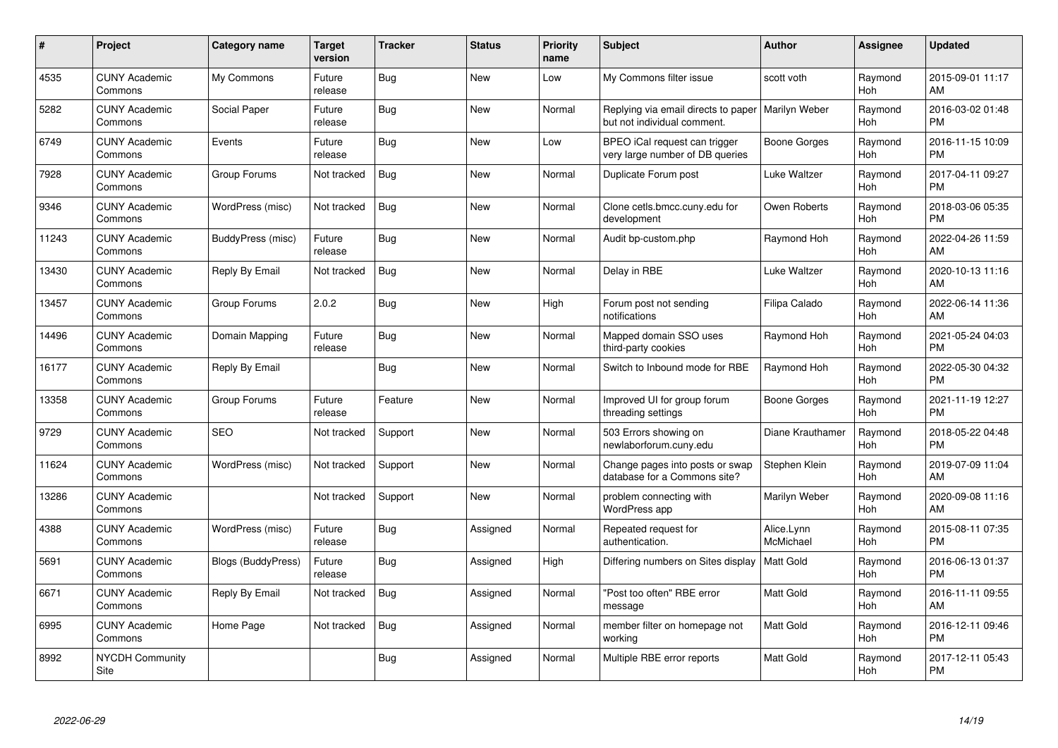| # | Project | Category name | Target version | Tracker | Status | Priority name | Subject | Author | Assignee | Updated |
|---|---|---|---|---|---|---|---|---|---|---|
| 4535 | CUNY Academic Commons | My Commons | Future release | Bug | New | Low | My Commons filter issue | scott voth | Raymond Hoh | 2015-09-01 11:17 AM |
| 5282 | CUNY Academic Commons | Social Paper | Future release | Bug | New | Normal | Replying via email directs to paper but not individual comment. | Marilyn Weber | Raymond Hoh | 2016-03-02 01:48 PM |
| 6749 | CUNY Academic Commons | Events | Future release | Bug | New | Low | BPEO iCal request can trigger very large number of DB queries | Boone Gorges | Raymond Hoh | 2016-11-15 10:09 PM |
| 7928 | CUNY Academic Commons | Group Forums | Not tracked | Bug | New | Normal | Duplicate Forum post | Luke Waltzer | Raymond Hoh | 2017-04-11 09:27 PM |
| 9346 | CUNY Academic Commons | WordPress (misc) | Not tracked | Bug | New | Normal | Clone cetls.bmcc.cuny.edu for development | Owen Roberts | Raymond Hoh | 2018-03-06 05:35 PM |
| 11243 | CUNY Academic Commons | BuddyPress (misc) | Future release | Bug | New | Normal | Audit bp-custom.php | Raymond Hoh | Raymond Hoh | 2022-04-26 11:59 AM |
| 13430 | CUNY Academic Commons | Reply By Email | Not tracked | Bug | New | Normal | Delay in RBE | Luke Waltzer | Raymond Hoh | 2020-10-13 11:16 AM |
| 13457 | CUNY Academic Commons | Group Forums | 2.0.2 | Bug | New | High | Forum post not sending notifications | Filipa Calado | Raymond Hoh | 2022-06-14 11:36 AM |
| 14496 | CUNY Academic Commons | Domain Mapping | Future release | Bug | New | Normal | Mapped domain SSO uses third-party cookies | Raymond Hoh | Raymond Hoh | 2021-05-24 04:03 PM |
| 16177 | CUNY Academic Commons | Reply By Email | | Bug | New | Normal | Switch to Inbound mode for RBE | Raymond Hoh | Raymond Hoh | 2022-05-30 04:32 PM |
| 13358 | CUNY Academic Commons | Group Forums | Future release | Feature | New | Normal | Improved UI for group forum threading settings | Boone Gorges | Raymond Hoh | 2021-11-19 12:27 PM |
| 9729 | CUNY Academic Commons | SEO | Not tracked | Support | New | Normal | 503 Errors showing on newlaborforum.cuny.edu | Diane Krauthamer | Raymond Hoh | 2018-05-22 04:48 PM |
| 11624 | CUNY Academic Commons | WordPress (misc) | Not tracked | Support | New | Normal | Change pages into posts or swap database for a Commons site? | Stephen Klein | Raymond Hoh | 2019-07-09 11:04 AM |
| 13286 | CUNY Academic Commons | | Not tracked | Support | New | Normal | problem connecting with WordPress app | Marilyn Weber | Raymond Hoh | 2020-09-08 11:16 AM |
| 4388 | CUNY Academic Commons | WordPress (misc) | Future release | Bug | Assigned | Normal | Repeated request for authentication. | Alice.Lynn McMichael | Raymond Hoh | 2015-08-11 07:35 PM |
| 5691 | CUNY Academic Commons | Blogs (BuddyPress) | Future release | Bug | Assigned | High | Differing numbers on Sites display | Matt Gold | Raymond Hoh | 2016-06-13 01:37 PM |
| 6671 | CUNY Academic Commons | Reply By Email | Not tracked | Bug | Assigned | Normal | "Post too often" RBE error message | Matt Gold | Raymond Hoh | 2016-11-11 09:55 AM |
| 6995 | CUNY Academic Commons | Home Page | Not tracked | Bug | Assigned | Normal | member filter on homepage not working | Matt Gold | Raymond Hoh | 2016-12-11 09:46 PM |
| 8992 | NYCDH Community Site | | | Bug | Assigned | Normal | Multiple RBE error reports | Matt Gold | Raymond Hoh | 2017-12-11 05:43 PM |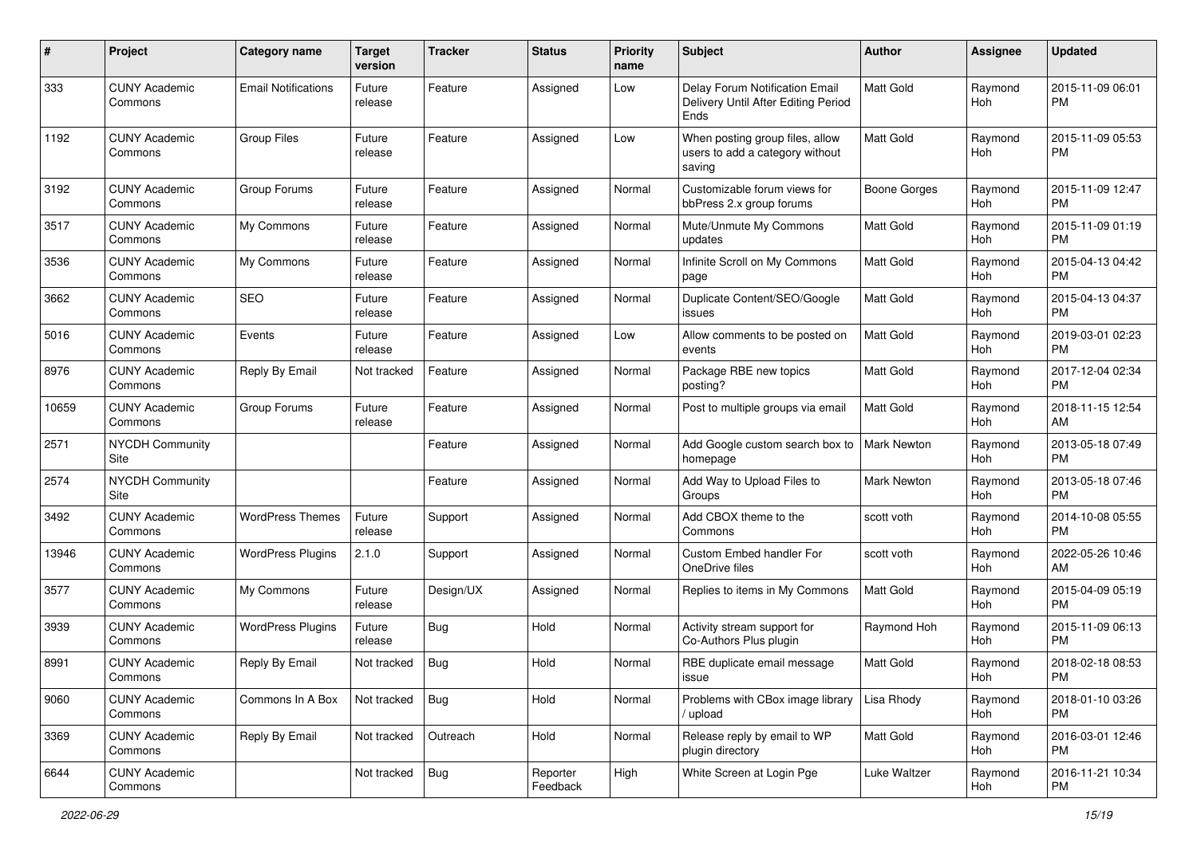| # | Project | Category name | Target version | Tracker | Status | Priority name | Subject | Author | Assignee | Updated |
|---|---|---|---|---|---|---|---|---|---|---|
| 333 | CUNY Academic Commons | Email Notifications | Future release | Feature | Assigned | Low | Delay Forum Notification Email Delivery Until After Editing Period Ends | Matt Gold | Raymond Hoh | 2015-11-09 06:01 PM |
| 1192 | CUNY Academic Commons | Group Files | Future release | Feature | Assigned | Low | When posting group files, allow users to add a category without saving | Matt Gold | Raymond Hoh | 2015-11-09 05:53 PM |
| 3192 | CUNY Academic Commons | Group Forums | Future release | Feature | Assigned | Normal | Customizable forum views for bbPress 2.x group forums | Boone Gorges | Raymond Hoh | 2015-11-09 12:47 PM |
| 3517 | CUNY Academic Commons | My Commons | Future release | Feature | Assigned | Normal | Mute/Unmute My Commons updates | Matt Gold | Raymond Hoh | 2015-11-09 01:19 PM |
| 3536 | CUNY Academic Commons | My Commons | Future release | Feature | Assigned | Normal | Infinite Scroll on My Commons page | Matt Gold | Raymond Hoh | 2015-04-13 04:42 PM |
| 3662 | CUNY Academic Commons | SEO | Future release | Feature | Assigned | Normal | Duplicate Content/SEO/Google issues | Matt Gold | Raymond Hoh | 2015-04-13 04:37 PM |
| 5016 | CUNY Academic Commons | Events | Future release | Feature | Assigned | Low | Allow comments to be posted on events | Matt Gold | Raymond Hoh | 2019-03-01 02:23 PM |
| 8976 | CUNY Academic Commons | Reply By Email | Not tracked | Feature | Assigned | Normal | Package RBE new topics posting? | Matt Gold | Raymond Hoh | 2017-12-04 02:34 PM |
| 10659 | CUNY Academic Commons | Group Forums | Future release | Feature | Assigned | Normal | Post to multiple groups via email | Matt Gold | Raymond Hoh | 2018-11-15 12:54 AM |
| 2571 | NYCDH Community Site | | | Feature | Assigned | Normal | Add Google custom search box to homepage | Mark Newton | Raymond Hoh | 2013-05-18 07:49 PM |
| 2574 | NYCDH Community Site | | | Feature | Assigned | Normal | Add Way to Upload Files to Groups | Mark Newton | Raymond Hoh | 2013-05-18 07:46 PM |
| 3492 | CUNY Academic Commons | WordPress Themes | Future release | Support | Assigned | Normal | Add CBOX theme to the Commons | scott voth | Raymond Hoh | 2014-10-08 05:55 PM |
| 13946 | CUNY Academic Commons | WordPress Plugins | 2.1.0 | Support | Assigned | Normal | Custom Embed handler For OneDrive files | scott voth | Raymond Hoh | 2022-05-26 10:46 AM |
| 3577 | CUNY Academic Commons | My Commons | Future release | Design/UX | Assigned | Normal | Replies to items in My Commons | Matt Gold | Raymond Hoh | 2015-04-09 05:19 PM |
| 3939 | CUNY Academic Commons | WordPress Plugins | Future release | Bug | Hold | Normal | Activity stream support for Co-Authors Plus plugin | Raymond Hoh | Raymond Hoh | 2015-11-09 06:13 PM |
| 8991 | CUNY Academic Commons | Reply By Email | Not tracked | Bug | Hold | Normal | RBE duplicate email message issue | Matt Gold | Raymond Hoh | 2018-02-18 08:53 PM |
| 9060 | CUNY Academic Commons | Commons In A Box | Not tracked | Bug | Hold | Normal | Problems with CBox image library / upload | Lisa Rhody | Raymond Hoh | 2018-01-10 03:26 PM |
| 3369 | CUNY Academic Commons | Reply By Email | Not tracked | Outreach | Hold | Normal | Release reply by email to WP plugin directory | Matt Gold | Raymond Hoh | 2016-03-01 12:46 PM |
| 6644 | CUNY Academic Commons | | Not tracked | Bug | Reporter Feedback | High | White Screen at Login Pge | Luke Waltzer | Raymond Hoh | 2016-11-21 10:34 PM |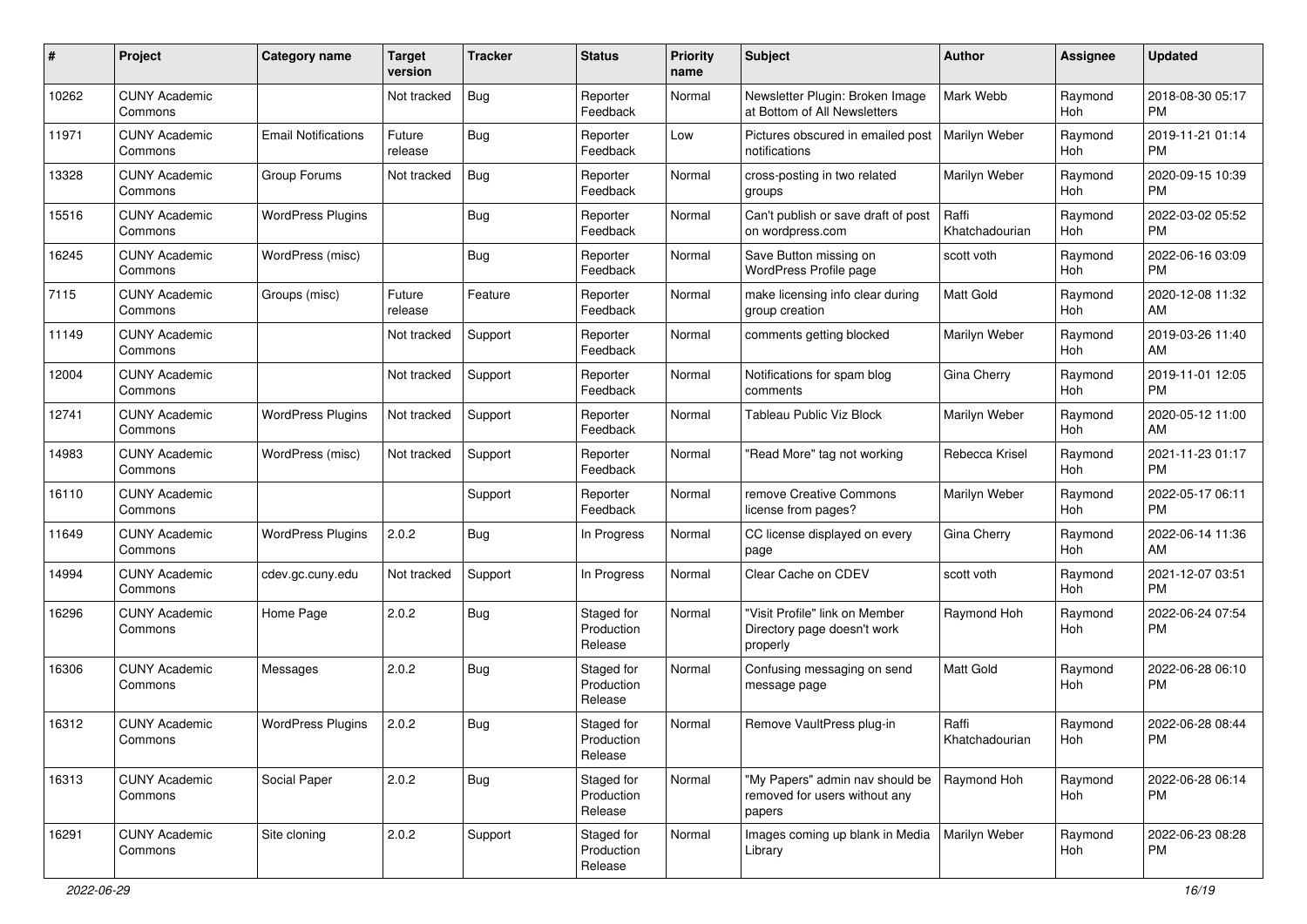| # | Project | Category name | Target version | Tracker | Status | Priority name | Subject | Author | Assignee | Updated |
|---|---|---|---|---|---|---|---|---|---|---|
| 10262 | CUNY Academic Commons | | Not tracked | Bug | Reporter Feedback | Normal | Newsletter Plugin: Broken Image at Bottom of All Newsletters | Mark Webb | Raymond Hoh | 2018-08-30 05:17 PM |
| 11971 | CUNY Academic Commons | Email Notifications | Future release | Bug | Reporter Feedback | Low | Pictures obscured in emailed post notifications | Marilyn Weber | Raymond Hoh | 2019-11-21 01:14 PM |
| 13328 | CUNY Academic Commons | Group Forums | Not tracked | Bug | Reporter Feedback | Normal | cross-posting in two related groups | Marilyn Weber | Raymond Hoh | 2020-09-15 10:39 PM |
| 15516 | CUNY Academic Commons | WordPress Plugins | | Bug | Reporter Feedback | Normal | Can't publish or save draft of post on wordpress.com | Raffi Khatchadourian | Raymond Hoh | 2022-03-02 05:52 PM |
| 16245 | CUNY Academic Commons | WordPress (misc) | | Bug | Reporter Feedback | Normal | Save Button missing on WordPress Profile page | scott voth | Raymond Hoh | 2022-06-16 03:09 PM |
| 7115 | CUNY Academic Commons | Groups (misc) | Future release | Feature | Reporter Feedback | Normal | make licensing info clear during group creation | Matt Gold | Raymond Hoh | 2020-12-08 11:32 AM |
| 11149 | CUNY Academic Commons | | Not tracked | Support | Reporter Feedback | Normal | comments getting blocked | Marilyn Weber | Raymond Hoh | 2019-03-26 11:40 AM |
| 12004 | CUNY Academic Commons | | Not tracked | Support | Reporter Feedback | Normal | Notifications for spam blog comments | Gina Cherry | Raymond Hoh | 2019-11-01 12:05 PM |
| 12741 | CUNY Academic Commons | WordPress Plugins | Not tracked | Support | Reporter Feedback | Normal | Tableau Public Viz Block | Marilyn Weber | Raymond Hoh | 2020-05-12 11:00 AM |
| 14983 | CUNY Academic Commons | WordPress (misc) | Not tracked | Support | Reporter Feedback | Normal | "Read More" tag not working | Rebecca Krisel | Raymond Hoh | 2021-11-23 01:17 PM |
| 16110 | CUNY Academic Commons | | | Support | Reporter Feedback | Normal | remove Creative Commons license from pages? | Marilyn Weber | Raymond Hoh | 2022-05-17 06:11 PM |
| 11649 | CUNY Academic Commons | WordPress Plugins | 2.0.2 | Bug | In Progress | Normal | CC license displayed on every page | Gina Cherry | Raymond Hoh | 2022-06-14 11:36 AM |
| 14994 | CUNY Academic Commons | cdev.gc.cuny.edu | Not tracked | Support | In Progress | Normal | Clear Cache on CDEV | scott voth | Raymond Hoh | 2021-12-07 03:51 PM |
| 16296 | CUNY Academic Commons | Home Page | 2.0.2 | Bug | Staged for Production Release | Normal | "Visit Profile" link on Member Directory page doesn't work properly | Raymond Hoh | Raymond Hoh | 2022-06-24 07:54 PM |
| 16306 | CUNY Academic Commons | Messages | 2.0.2 | Bug | Staged for Production Release | Normal | Confusing messaging on send message page | Matt Gold | Raymond Hoh | 2022-06-28 06:10 PM |
| 16312 | CUNY Academic Commons | WordPress Plugins | 2.0.2 | Bug | Staged for Production Release | Normal | Remove VaultPress plug-in | Raffi Khatchadourian | Raymond Hoh | 2022-06-28 08:44 PM |
| 16313 | CUNY Academic Commons | Social Paper | 2.0.2 | Bug | Staged for Production Release | Normal | "My Papers" admin nav should be removed for users without any papers | Raymond Hoh | Raymond Hoh | 2022-06-28 06:14 PM |
| 16291 | CUNY Academic Commons | Site cloning | 2.0.2 | Support | Staged for Production Release | Normal | Images coming up blank in Media Library | Marilyn Weber | Raymond Hoh | 2022-06-23 08:28 PM |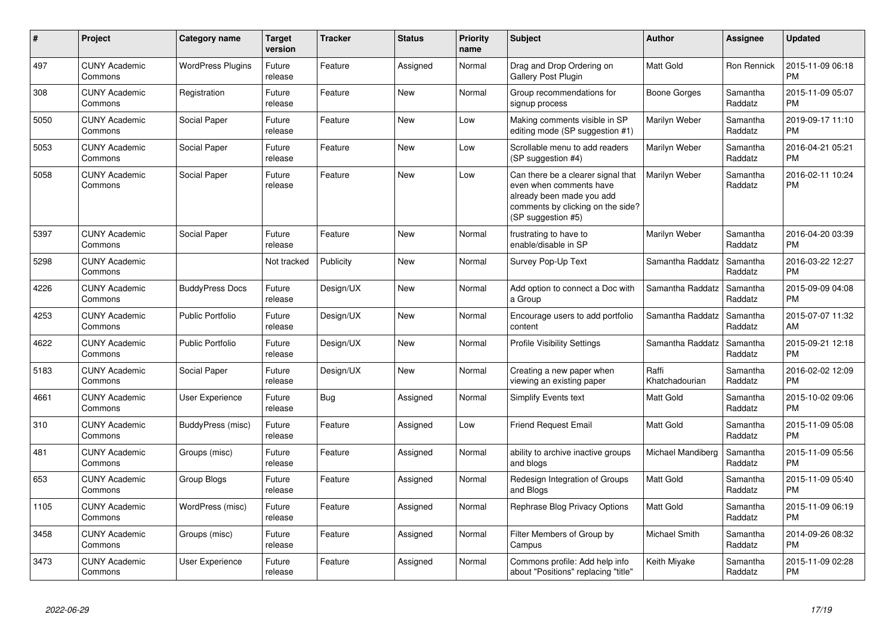| # | Project | Category name | Target version | Tracker | Status | Priority name | Subject | Author | Assignee | Updated |
|---|---|---|---|---|---|---|---|---|---|---|
| 497 | CUNY Academic Commons | WordPress Plugins | Future release | Feature | Assigned | Normal | Drag and Drop Ordering on Gallery Post Plugin | Matt Gold | Ron Rennick | 2015-11-09 06:18 PM |
| 308 | CUNY Academic Commons | Registration | Future release | Feature | New | Normal | Group recommendations for signup process | Boone Gorges | Samantha Raddatz | 2015-11-09 05:07 PM |
| 5050 | CUNY Academic Commons | Social Paper | Future release | Feature | New | Low | Making comments visible in SP editing mode (SP suggestion #1) | Marilyn Weber | Samantha Raddatz | 2019-09-17 11:10 PM |
| 5053 | CUNY Academic Commons | Social Paper | Future release | Feature | New | Low | Scrollable menu to add readers (SP suggestion #4) | Marilyn Weber | Samantha Raddatz | 2016-04-21 05:21 PM |
| 5058 | CUNY Academic Commons | Social Paper | Future release | Feature | New | Low | Can there be a clearer signal that even when comments have already been made you add comments by clicking on the side? (SP suggestion #5) | Marilyn Weber | Samantha Raddatz | 2016-02-11 10:24 PM |
| 5397 | CUNY Academic Commons | Social Paper | Future release | Feature | New | Normal | frustrating to have to enable/disable in SP | Marilyn Weber | Samantha Raddatz | 2016-04-20 03:39 PM |
| 5298 | CUNY Academic Commons | | Not tracked | Publicity | New | Normal | Survey Pop-Up Text | Samantha Raddatz | Samantha Raddatz | 2016-03-22 12:27 PM |
| 4226 | CUNY Academic Commons | BuddyPress Docs | Future release | Design/UX | New | Normal | Add option to connect a Doc with a Group | Samantha Raddatz | Samantha Raddatz | 2015-09-09 04:08 PM |
| 4253 | CUNY Academic Commons | Public Portfolio | Future release | Design/UX | New | Normal | Encourage users to add portfolio content | Samantha Raddatz | Samantha Raddatz | 2015-07-07 11:32 AM |
| 4622 | CUNY Academic Commons | Public Portfolio | Future release | Design/UX | New | Normal | Profile Visibility Settings | Samantha Raddatz | Samantha Raddatz | 2015-09-21 12:18 PM |
| 5183 | CUNY Academic Commons | Social Paper | Future release | Design/UX | New | Normal | Creating a new paper when viewing an existing paper | Raffi Khatchadourian | Samantha Raddatz | 2016-02-02 12:09 PM |
| 4661 | CUNY Academic Commons | User Experience | Future release | Bug | Assigned | Normal | Simplify Events text | Matt Gold | Samantha Raddatz | 2015-10-02 09:06 PM |
| 310 | CUNY Academic Commons | BuddyPress (misc) | Future release | Feature | Assigned | Low | Friend Request Email | Matt Gold | Samantha Raddatz | 2015-11-09 05:08 PM |
| 481 | CUNY Academic Commons | Groups (misc) | Future release | Feature | Assigned | Normal | ability to archive inactive groups and blogs | Michael Mandiberg | Samantha Raddatz | 2015-11-09 05:56 PM |
| 653 | CUNY Academic Commons | Group Blogs | Future release | Feature | Assigned | Normal | Redesign Integration of Groups and Blogs | Matt Gold | Samantha Raddatz | 2015-11-09 05:40 PM |
| 1105 | CUNY Academic Commons | WordPress (misc) | Future release | Feature | Assigned | Normal | Rephrase Blog Privacy Options | Matt Gold | Samantha Raddatz | 2015-11-09 06:19 PM |
| 3458 | CUNY Academic Commons | Groups (misc) | Future release | Feature | Assigned | Normal | Filter Members of Group by Campus | Michael Smith | Samantha Raddatz | 2014-09-26 08:32 PM |
| 3473 | CUNY Academic Commons | User Experience | Future release | Feature | Assigned | Normal | Commons profile: Add help info about "Positions" replacing "title" | Keith Miyake | Samantha Raddatz | 2015-11-09 02:28 PM |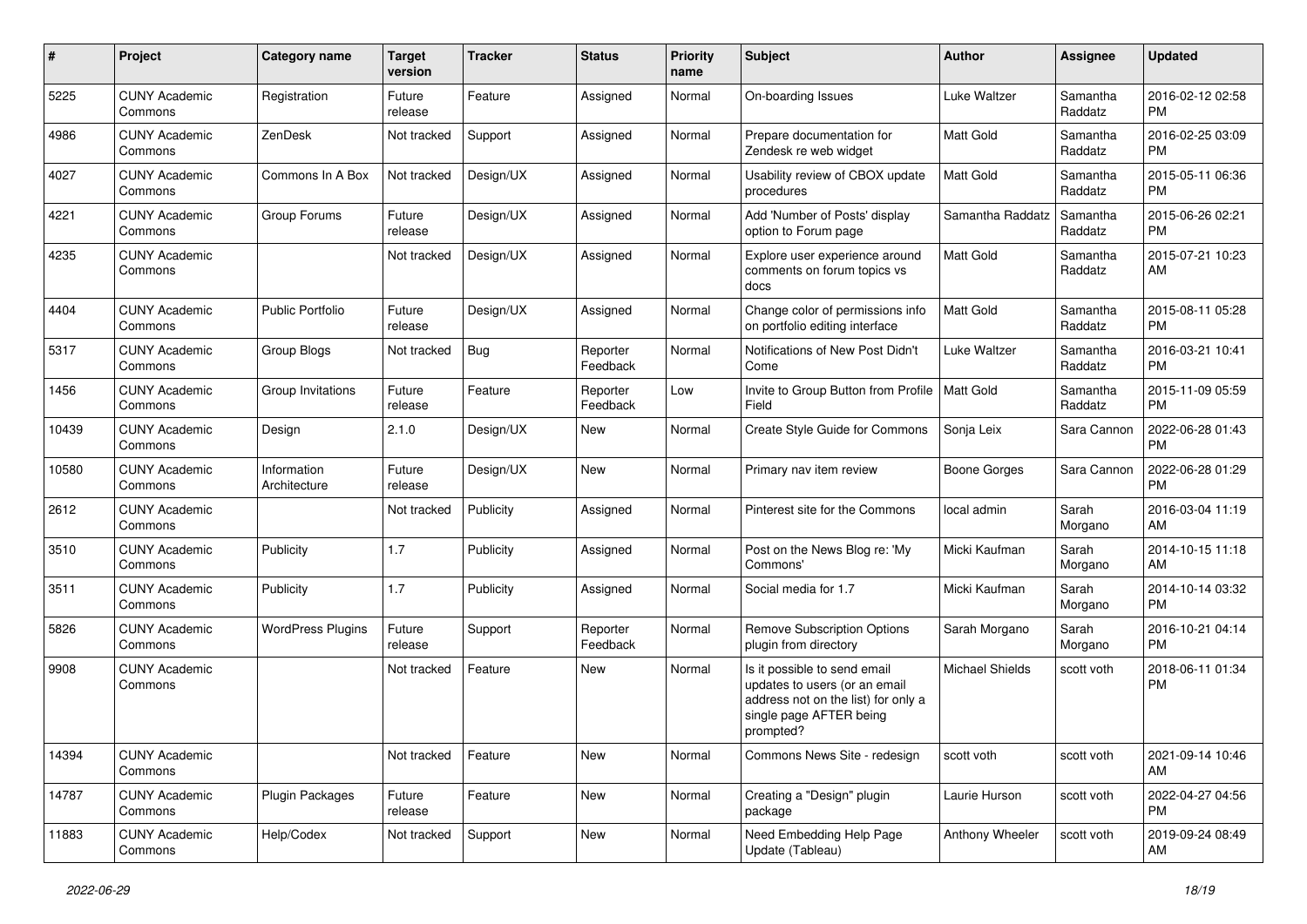| # | Project | Category name | Target version | Tracker | Status | Priority name | Subject | Author | Assignee | Updated |
|---|---|---|---|---|---|---|---|---|---|---|
| 5225 | CUNY Academic Commons | Registration | Future release | Feature | Assigned | Normal | On-boarding Issues | Luke Waltzer | Samantha Raddatz | 2016-02-12 02:58 PM |
| 4986 | CUNY Academic Commons | ZenDesk | Not tracked | Support | Assigned | Normal | Prepare documentation for Zendesk re web widget | Matt Gold | Samantha Raddatz | 2016-02-25 03:09 PM |
| 4027 | CUNY Academic Commons | Commons In A Box | Not tracked | Design/UX | Assigned | Normal | Usability review of CBOX update procedures | Matt Gold | Samantha Raddatz | 2015-05-11 06:36 PM |
| 4221 | CUNY Academic Commons | Group Forums | Future release | Design/UX | Assigned | Normal | Add 'Number of Posts' display option to Forum page | Samantha Raddatz | Samantha Raddatz | 2015-06-26 02:21 PM |
| 4235 | CUNY Academic Commons | | Not tracked | Design/UX | Assigned | Normal | Explore user experience around comments on forum topics vs docs | Matt Gold | Samantha Raddatz | 2015-07-21 10:23 AM |
| 4404 | CUNY Academic Commons | Public Portfolio | Future release | Design/UX | Assigned | Normal | Change color of permissions info on portfolio editing interface | Matt Gold | Samantha Raddatz | 2015-08-11 05:28 PM |
| 5317 | CUNY Academic Commons | Group Blogs | Not tracked | Bug | Reporter Feedback | Normal | Notifications of New Post Didn't Come | Luke Waltzer | Samantha Raddatz | 2016-03-21 10:41 PM |
| 1456 | CUNY Academic Commons | Group Invitations | Future release | Feature | Reporter Feedback | Low | Invite to Group Button from Profile Field | Matt Gold | Samantha Raddatz | 2015-11-09 05:59 PM |
| 10439 | CUNY Academic Commons | Design | 2.1.0 | Design/UX | New | Normal | Create Style Guide for Commons | Sonja Leix | Sara Cannon | 2022-06-28 01:43 PM |
| 10580 | CUNY Academic Commons | Information Architecture | Future release | Design/UX | New | Normal | Primary nav item review | Boone Gorges | Sara Cannon | 2022-06-28 01:29 PM |
| 2612 | CUNY Academic Commons | | Not tracked | Publicity | Assigned | Normal | Pinterest site for the Commons | local admin | Sarah Morgano | 2016-03-04 11:19 AM |
| 3510 | CUNY Academic Commons | Publicity | 1.7 | Publicity | Assigned | Normal | Post on the News Blog re: 'My Commons' | Micki Kaufman | Sarah Morgano | 2014-10-15 11:18 AM |
| 3511 | CUNY Academic Commons | Publicity | 1.7 | Publicity | Assigned | Normal | Social media for 1.7 | Micki Kaufman | Sarah Morgano | 2014-10-14 03:32 PM |
| 5826 | CUNY Academic Commons | WordPress Plugins | Future release | Support | Reporter Feedback | Normal | Remove Subscription Options plugin from directory | Sarah Morgano | Sarah Morgano | 2016-10-21 04:14 PM |
| 9908 | CUNY Academic Commons | | Not tracked | Feature | New | Normal | Is it possible to send email updates to users (or an email address not on the list) for only a single page AFTER being prompted? | Michael Shields | scott voth | 2018-06-11 01:34 PM |
| 14394 | CUNY Academic Commons | | Not tracked | Feature | New | Normal | Commons News Site - redesign | scott voth | scott voth | 2021-09-14 10:46 AM |
| 14787 | CUNY Academic Commons | Plugin Packages | Future release | Feature | New | Normal | Creating a "Design" plugin package | Laurie Hurson | scott voth | 2022-04-27 04:56 PM |
| 11883 | CUNY Academic Commons | Help/Codex | Not tracked | Support | New | Normal | Need Embedding Help Page Update (Tableau) | Anthony Wheeler | scott voth | 2019-09-24 08:49 AM |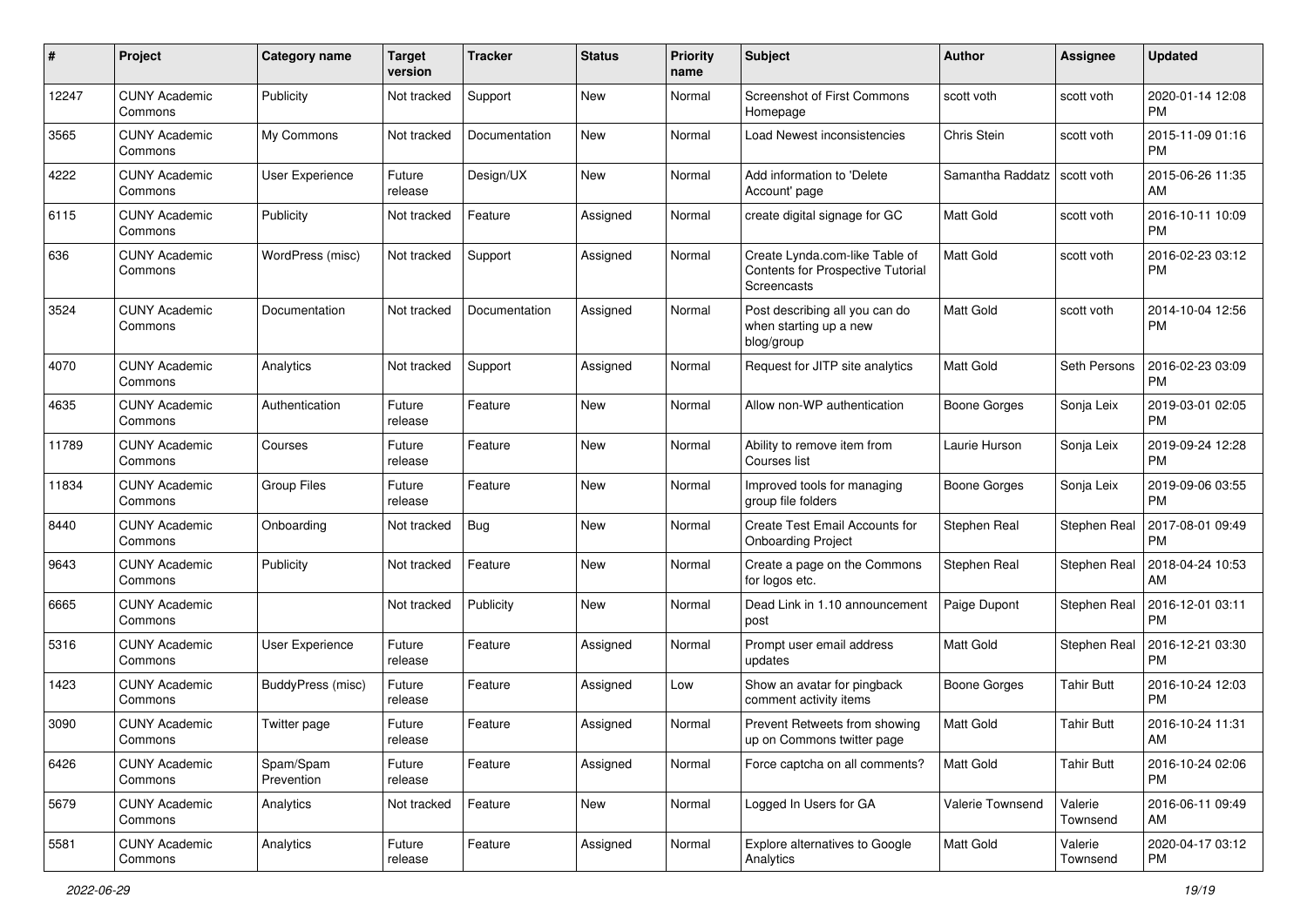| # | Project | Category name | Target version | Tracker | Status | Priority name | Subject | Author | Assignee | Updated |
|---|---|---|---|---|---|---|---|---|---|---|
| 12247 | CUNY Academic Commons | Publicity | Not tracked | Support | New | Normal | Screenshot of First Commons Homepage | scott voth | scott voth | 2020-01-14 12:08 PM |
| 3565 | CUNY Academic Commons | My Commons | Not tracked | Documentation | New | Normal | Load Newest inconsistencies | Chris Stein | scott voth | 2015-11-09 01:16 PM |
| 4222 | CUNY Academic Commons | User Experience | Future release | Design/UX | New | Normal | Add information to 'Delete Account' page | Samantha Raddatz | scott voth | 2015-06-26 11:35 AM |
| 6115 | CUNY Academic Commons | Publicity | Not tracked | Feature | Assigned | Normal | create digital signage for GC | Matt Gold | scott voth | 2016-10-11 10:09 PM |
| 636 | CUNY Academic Commons | WordPress (misc) | Not tracked | Support | Assigned | Normal | Create Lynda.com-like Table of Contents for Prospective Tutorial Screencasts | Matt Gold | scott voth | 2016-02-23 03:12 PM |
| 3524 | CUNY Academic Commons | Documentation | Not tracked | Documentation | Assigned | Normal | Post describing all you can do when starting up a new blog/group | Matt Gold | scott voth | 2014-10-04 12:56 PM |
| 4070 | CUNY Academic Commons | Analytics | Not tracked | Support | Assigned | Normal | Request for JITP site analytics | Matt Gold | Seth Persons | 2016-02-23 03:09 PM |
| 4635 | CUNY Academic Commons | Authentication | Future release | Feature | New | Normal | Allow non-WP authentication | Boone Gorges | Sonja Leix | 2019-03-01 02:05 PM |
| 11789 | CUNY Academic Commons | Courses | Future release | Feature | New | Normal | Ability to remove item from Courses list | Laurie Hurson | Sonja Leix | 2019-09-24 12:28 PM |
| 11834 | CUNY Academic Commons | Group Files | Future release | Feature | New | Normal | Improved tools for managing group file folders | Boone Gorges | Sonja Leix | 2019-09-06 03:55 PM |
| 8440 | CUNY Academic Commons | Onboarding | Not tracked | Bug | New | Normal | Create Test Email Accounts for Onboarding Project | Stephen Real | Stephen Real | 2017-08-01 09:49 PM |
| 9643 | CUNY Academic Commons | Publicity | Not tracked | Feature | New | Normal | Create a page on the Commons for logos etc. | Stephen Real | Stephen Real | 2018-04-24 10:53 AM |
| 6665 | CUNY Academic Commons | | Not tracked | Publicity | New | Normal | Dead Link in 1.10 announcement post | Paige Dupont | Stephen Real | 2016-12-01 03:11 PM |
| 5316 | CUNY Academic Commons | User Experience | Future release | Feature | Assigned | Normal | Prompt user email address updates | Matt Gold | Stephen Real | 2016-12-21 03:30 PM |
| 1423 | CUNY Academic Commons | BuddyPress (misc) | Future release | Feature | Assigned | Low | Show an avatar for pingback comment activity items | Boone Gorges | Tahir Butt | 2016-10-24 12:03 PM |
| 3090 | CUNY Academic Commons | Twitter page | Future release | Feature | Assigned | Normal | Prevent Retweets from showing up on Commons twitter page | Matt Gold | Tahir Butt | 2016-10-24 11:31 AM |
| 6426 | CUNY Academic Commons | Spam/Spam Prevention | Future release | Feature | Assigned | Normal | Force captcha on all comments? | Matt Gold | Tahir Butt | 2016-10-24 02:06 PM |
| 5679 | CUNY Academic Commons | Analytics | Not tracked | Feature | New | Normal | Logged In Users for GA | Valerie Townsend | Valerie Townsend | 2016-06-11 09:49 AM |
| 5581 | CUNY Academic Commons | Analytics | Future release | Feature | Assigned | Normal | Explore alternatives to Google Analytics | Matt Gold | Valerie Townsend | 2020-04-17 03:12 PM |